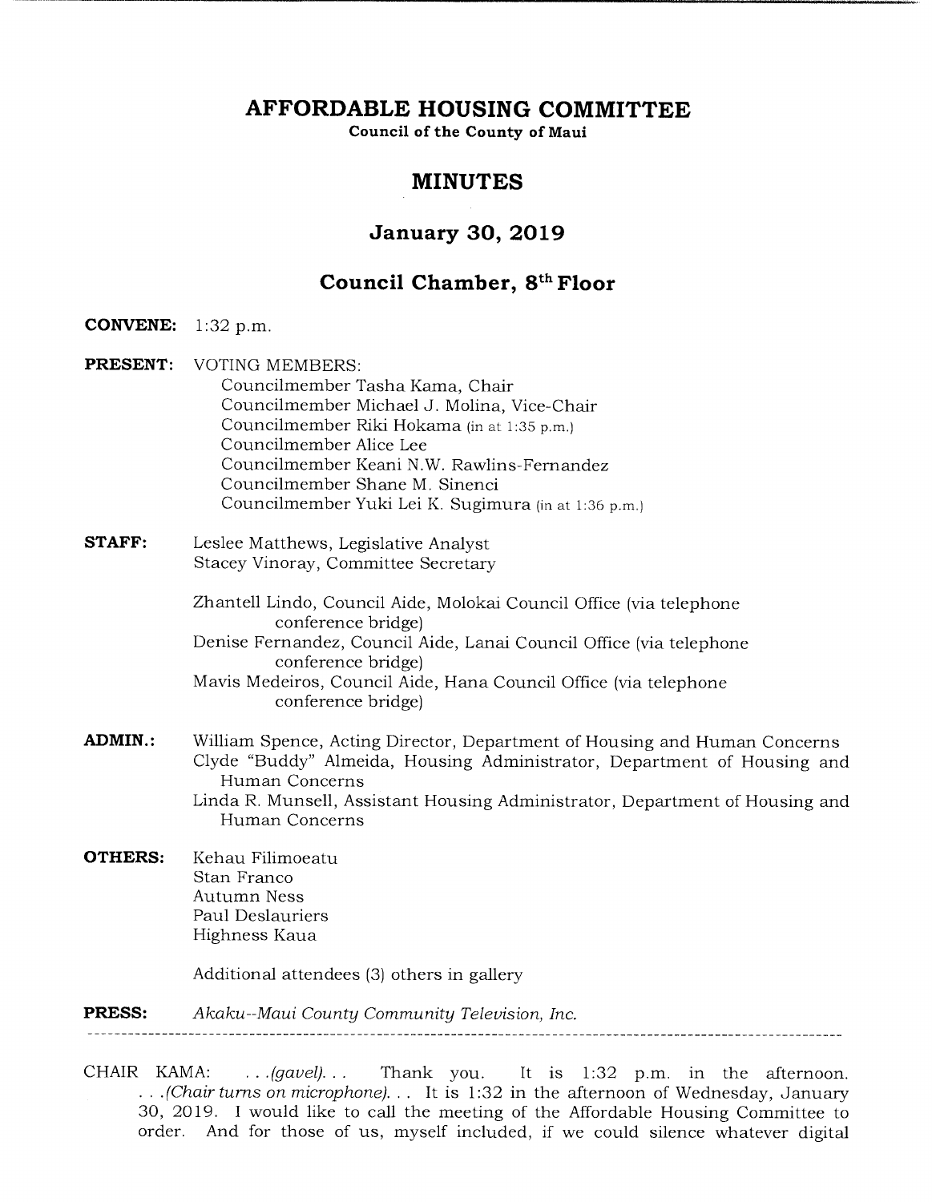# AFFORDABLE HOUSING COMMITTEE

**Council of the County of Maui**

## MINUTES

### January 30, 2019

### Council Chamber, 8th Floor

**CONVENE:** 1:32 p.m.

**PRESENT:** VOTING MEMBERS:
- Councilmember Tasha Kama, Chair
- Councilmember Michael J. Molina, Vice-Chair
- Councilmember Riki Hokama (in at 1:35 p.m.)
- Councilmember Alice Lee
- Councilmember Keani N.W. Rawlins-Fernandez
- Councilmember Shane M. Sinenci
- Councilmember Yuki Lei K. Sugimura (in at 1:36 p.m.)

**STAFF:**
- Leslee Matthews, Legislative Analyst
- Stacey Vinoray, Committee Secretary
- Zhantell Lindo, Council Aide, Molokai Council Office (via telephone conference bridge)
- Denise Fernandez, Council Aide, Lanai Council Office (via telephone conference bridge)
- Mavis Medeiros, Council Aide, Hana Council Office (via telephone conference bridge)

**ADMIN.:**
- William Spence, Acting Director, Department of Housing and Human Concerns
- Clyde "Buddy" Almeida, Housing Administrator, Department of Housing and Human Concerns
- Linda R. Munsell, Assistant Housing Administrator, Department of Housing and Human Concerns

**OTHERS:**
- Kehau Filimoeatu
- Stan Franco
- Autumn Ness
- Paul Deslauriers
- Highness Kaua

Additional attendees (3) others in gallery

**PRESS:** *Akaku--Maui County Community Television, Inc.*

---

CHAIR KAMA: . . .*(gavel)*. . . Thank you. It is 1:32 p.m. in the afternoon. . . .*(Chair turns on microphone)*. . . It is 1:32 in the afternoon of Wednesday, January 30, 2019. I would like to call the meeting of the Affordable Housing Committee to order. And for those of us, myself included, if we could silence whatever digital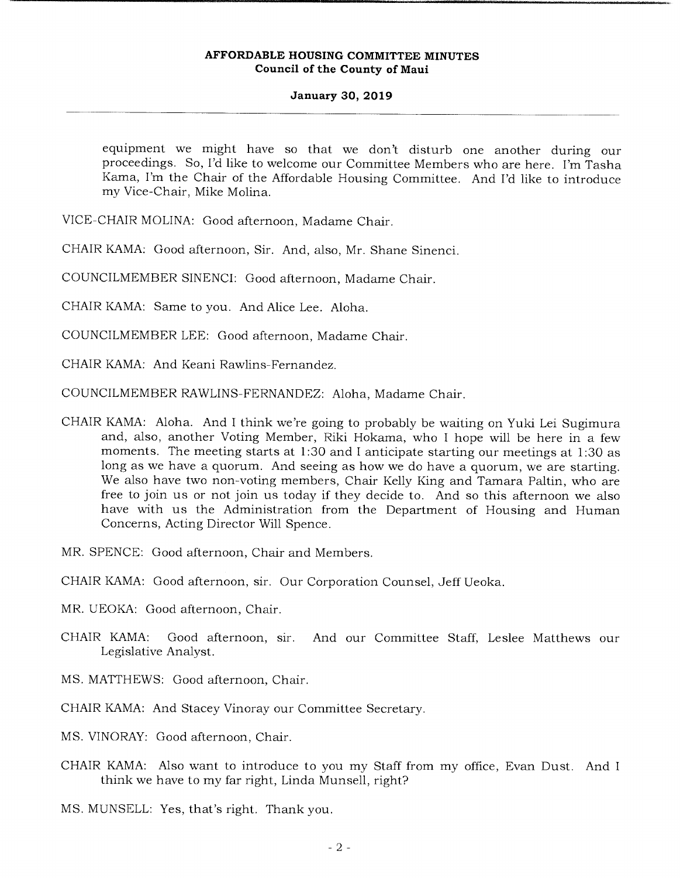equipment we might have so that we don't disturb one another during our proceedings. So, I'd like to welcome our Committee Members who are here. I'm Tasha Kama, I'm the Chair of the Affordable Housing Committee. And I'd like to introduce my Vice-Chair, Mike Molina.

VICE-CHAIR MOLINA: Good afternoon, Madame Chair.

CHAIR KAMA: Good afternoon, Sir. And, also, Mr. Shane Sinenci.

COUNCILMEMBER SINENCI: Good afternoon, Madame Chair.

CHAIR KAMA: Same to you. And Alice Lee. Aloha.

COUNCILMEMBER LEE: Good afternoon, Madame Chair.

CHAIR KAMA: And Keani Rawlins-Fernandez.

COUNCILMEMBER RAWLINS-FERNANDEZ: Aloha, Madame Chair.

CHAIR KAMA: Aloha. And I think we're going to probably be waiting on Yuki Lei Sugimura and, also, another Voting Member, Riki Hokama, who I hope will be here in a few moments. The meeting starts at 1:30 and I anticipate starting our meetings at 1:30 as long as we have a quorum. And seeing as how we do have a quorum, we are starting. We also have two non-voting members, Chair Kelly King and Tamara Paltin, who are free to join us or not join us today if they decide to. And so this afternoon we also have with us the Administration from the Department of Housing and Human Concerns, Acting Director Will Spence.

MR. SPENCE: Good afternoon, Chair and Members.

CHAIR KAMA: Good afternoon, sir. Our Corporation Counsel, Jeff Ueoka.

MR. UEOKA: Good afternoon, Chair.

CHAIR KAMA: Good afternoon, sir. And our Committee Staff, Leslee Matthews our Legislative Analyst.

MS. MATTHEWS: Good afternoon, Chair.

CHAIR KAMA: And Stacey Vinoray our Committee Secretary.

MS. VINORAY: Good afternoon, Chair.

CHAIR KAMA: Also want to introduce to you my Staff from my office, Evan Dust. And I think we have to my far right, Linda Munsell, right?

MS. MUNSELL: Yes, that's right. Thank you.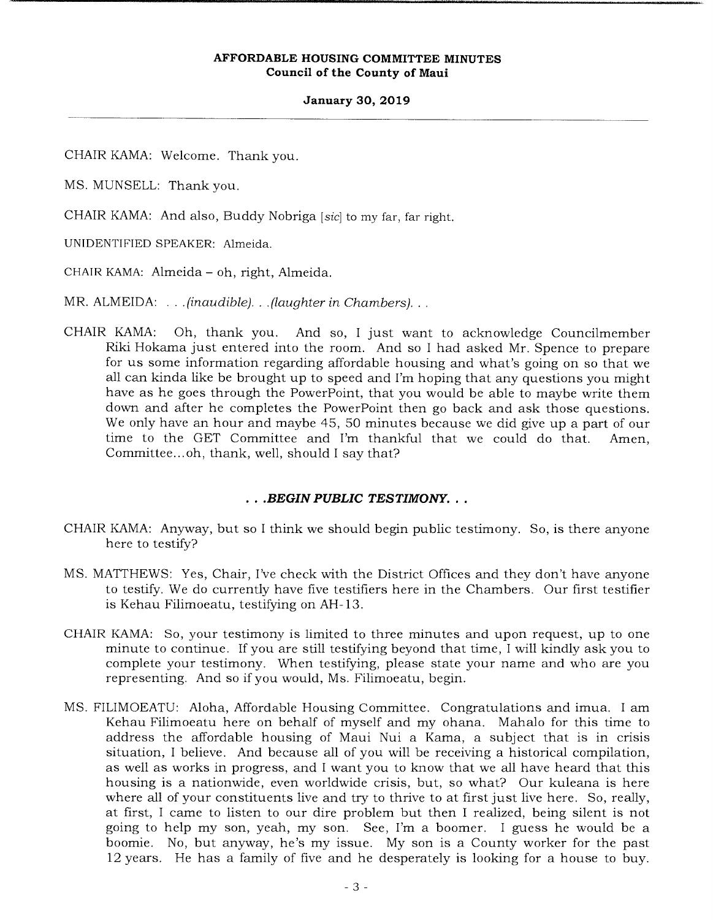CHAIR KAMA: Welcome. Thank you.

MS. MUNSELL: Thank you.

CHAIR KAMA: And also, Buddy Nobriga [sic] to my far, far right.

UNIDENTIFIED SPEAKER: Almeida.

CHAIR KAMA: Almeida – oh, right, Almeida.

MR. ALMEIDA: . . .*(inaudible)*. . .*(laughter in Chambers)*. . .

CHAIR KAMA: Oh, thank you. And so, I just want to acknowledge Councilmember Riki Hokama just entered into the room. And so I had asked Mr. Spence to prepare for us some information regarding affordable housing and what's going on so that we all can kinda like be brought up to speed and I'm hoping that any questions you might have as he goes through the PowerPoint, that you would be able to maybe write them down and after he completes the PowerPoint then go back and ask those questions. We only have an hour and maybe 45, 50 minutes because we did give up a part of our time to the GET Committee and I'm thankful that we could do that. Amen, Committee...oh, thank, well, should I say that?

**. . .*BEGIN PUBLIC TESTIMONY*. . .**

CHAIR KAMA: Anyway, but so I think we should begin public testimony. So, is there anyone here to testify?

MS. MATTHEWS: Yes, Chair, I've check with the District Offices and they don't have anyone to testify. We do currently have five testifiers here in the Chambers. Our first testifier is Kehau Filimoeatu, testifying on AH-13.

CHAIR KAMA: So, your testimony is limited to three minutes and upon request, up to one minute to continue. If you are still testifying beyond that time, I will kindly ask you to complete your testimony. When testifying, please state your name and who are you representing. And so if you would, Ms. Filimoeatu, begin.

MS. FILIMOEATU: Aloha, Affordable Housing Committee. Congratulations and imua. I am Kehau Filimoeatu here on behalf of myself and my ohana. Mahalo for this time to address the affordable housing of Maui Nui a Kama, a subject that is in crisis situation, I believe. And because all of you will be receiving a historical compilation, as well as works in progress, and I want you to know that we all have heard that this housing is a nationwide, even worldwide crisis, but, so what? Our kuleana is here where all of your constituents live and try to thrive to at first just live here. So, really, at first, I came to listen to our dire problem but then I realized, being silent is not going to help my son, yeah, my son. See, I'm a boomer. I guess he would be a boomie. No, but anyway, he's my issue. My son is a County worker for the past 12 years. He has a family of five and he desperately is looking for a house to buy.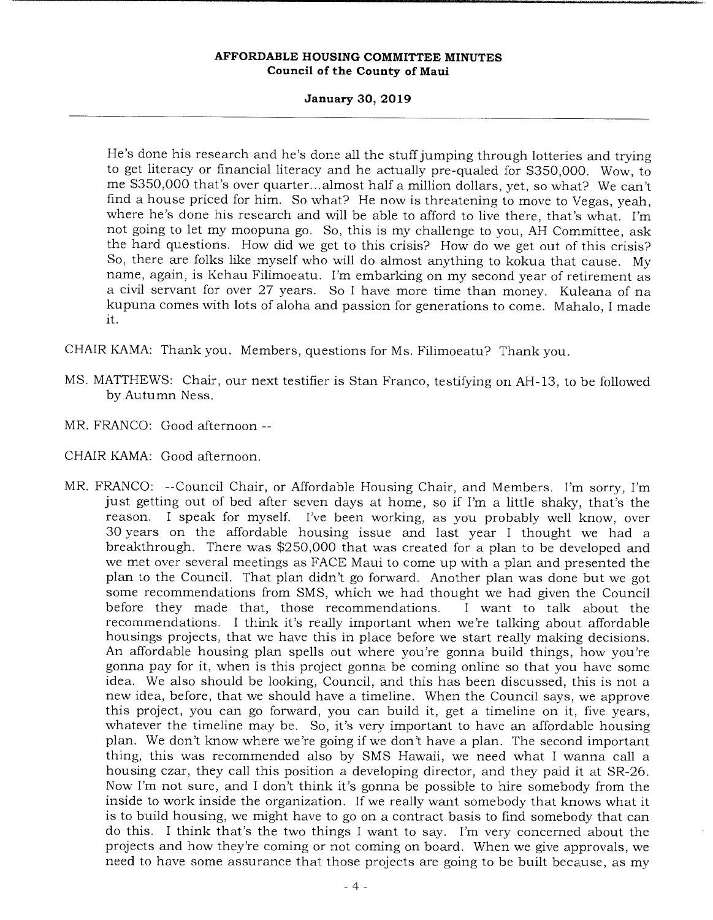He's done his research and he's done all the stuff jumping through lotteries and trying to get literacy or financial literacy and he actually pre-qualed for $350,000. Wow, to me $350,000 that's over quarter...almost half a million dollars, yet, so what? We can't find a house priced for him. So what? He now is threatening to move to Vegas, yeah, where he's done his research and will be able to afford to live there, that's what. I'm not going to let my moopuna go. So, this is my challenge to you, AH Committee, ask the hard questions. How did we get to this crisis? How do we get out of this crisis? So, there are folks like myself who will do almost anything to kokua that cause. My name, again, is Kehau Filimoeatu. I'm embarking on my second year of retirement as a civil servant for over 27 years. So I have more time than money. Kuleana of na kupuna comes with lots of aloha and passion for generations to come. Mahalo, I made it.

CHAIR KAMA: Thank you. Members, questions for Ms. Filimoeatu? Thank you.

MS. MATTHEWS: Chair, our next testifier is Stan Franco, testifying on AH-13, to be followed by Autumn Ness.

MR. FRANCO: Good afternoon --

CHAIR KAMA: Good afternoon.

MR. FRANCO: --Council Chair, or Affordable Housing Chair, and Members. I'm sorry, I'm just getting out of bed after seven days at home, so if I'm a little shaky, that's the reason. I speak for myself. I've been working, as you probably well know, over 30 years on the affordable housing issue and last year I thought we had a breakthrough. There was $250,000 that was created for a plan to be developed and we met over several meetings as FACE Maui to come up with a plan and presented the plan to the Council. That plan didn't go forward. Another plan was done but we got some recommendations from SMS, which we had thought we had given the Council before they made that, those recommendations. I want to talk about the recommendations. I think it's really important when we're talking about affordable housings projects, that we have this in place before we start really making decisions. An affordable housing plan spells out where you're gonna build things, how you're gonna pay for it, when is this project gonna be coming online so that you have some idea. We also should be looking, Council, and this has been discussed, this is not a new idea, before, that we should have a timeline. When the Council says, we approve this project, you can go forward, you can build it, get a timeline on it, five years, whatever the timeline may be. So, it's very important to have an affordable housing plan. We don't know where we're going if we don't have a plan. The second important thing, this was recommended also by SMS Hawaii, we need what I wanna call a housing czar, they call this position a developing director, and they paid it at SR-26. Now I'm not sure, and I don't think it's gonna be possible to hire somebody from the inside to work inside the organization. If we really want somebody that knows what it is to build housing, we might have to go on a contract basis to find somebody that can do this. I think that's the two things I want to say. I'm very concerned about the projects and how they're coming or not coming on board. When we give approvals, we need to have some assurance that those projects are going to be built because, as my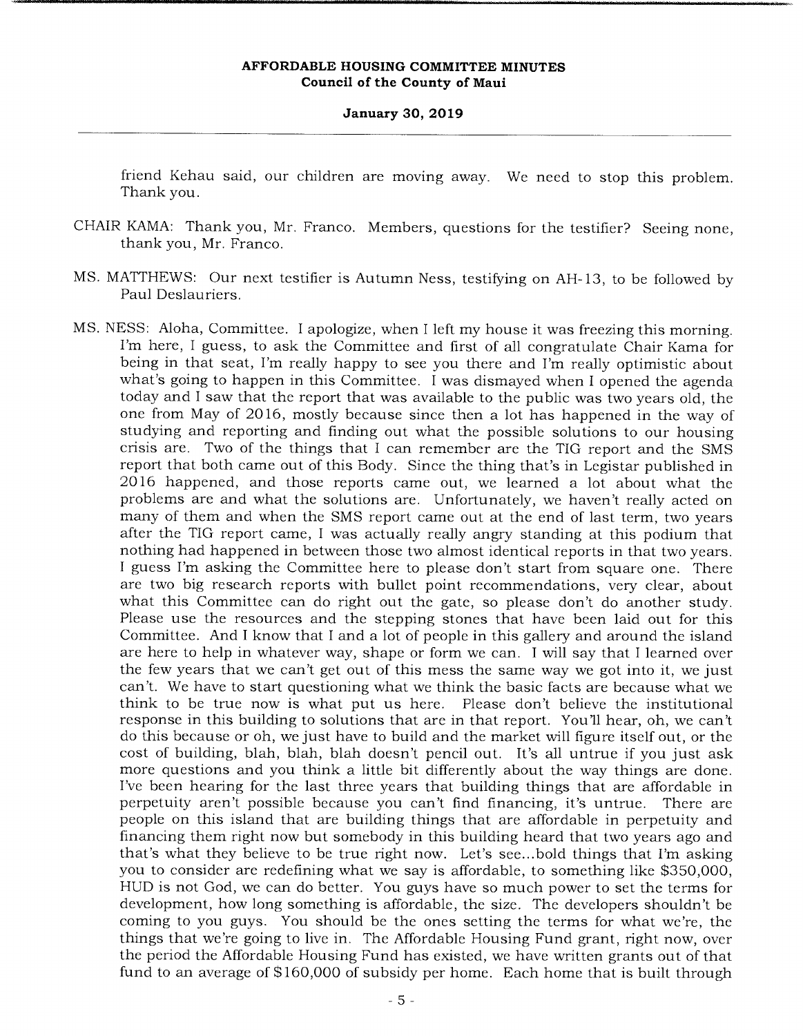friend Kehau said, our children are moving away. We need to stop this problem. Thank you.

CHAIR KAMA: Thank you, Mr. Franco. Members, questions for the testifier? Seeing none, thank you, Mr. Franco.

MS. MATTHEWS: Our next testifier is Autumn Ness, testifying on AH-13, to be followed by Paul Deslauriers.

MS. NESS: Aloha, Committee. I apologize, when I left my house it was freezing this morning. I'm here, I guess, to ask the Committee and first of all congratulate Chair Kama for being in that seat, I'm really happy to see you there and I'm really optimistic about what's going to happen in this Committee. I was dismayed when I opened the agenda today and I saw that the report that was available to the public was two years old, the one from May of 2016, mostly because since then a lot has happened in the way of studying and reporting and finding out what the possible solutions to our housing crisis are. Two of the things that I can remember are the TIG report and the SMS report that both came out of this Body. Since the thing that's in Legistar published in 2016 happened, and those reports came out, we learned a lot about what the problems are and what the solutions are. Unfortunately, we haven't really acted on many of them and when the SMS report came out at the end of last term, two years after the TIG report came, I was actually really angry standing at this podium that nothing had happened in between those two almost identical reports in that two years. I guess I'm asking the Committee here to please don't start from square one. There are two big research reports with bullet point recommendations, very clear, about what this Committee can do right out the gate, so please don't do another study. Please use the resources and the stepping stones that have been laid out for this Committee. And I know that I and a lot of people in this gallery and around the island are here to help in whatever way, shape or form we can. I will say that I learned over the few years that we can't get out of this mess the same way we got into it, we just can't. We have to start questioning what we think the basic facts are because what we think to be true now is what put us here. Please don't believe the institutional response in this building to solutions that are in that report. You'll hear, oh, we can't do this because or oh, we just have to build and the market will figure itself out, or the cost of building, blah, blah, blah doesn't pencil out. It's all untrue if you just ask more questions and you think a little bit differently about the way things are done. I've been hearing for the last three years that building things that are affordable in perpetuity aren't possible because you can't find financing, it's untrue. There are people on this island that are building things that are affordable in perpetuity and financing them right now but somebody in this building heard that two years ago and that's what they believe to be true right now. Let's see...bold things that I'm asking you to consider are redefining what we say is affordable, to something like $350,000, HUD is not God, we can do better. You guys have so much power to set the terms for development, how long something is affordable, the size. The developers shouldn't be coming to you guys. You should be the ones setting the terms for what we're, the things that we're going to live in. The Affordable Housing Fund grant, right now, over the period the Affordable Housing Fund has existed, we have written grants out of that fund to an average of $160,000 of subsidy per home. Each home that is built through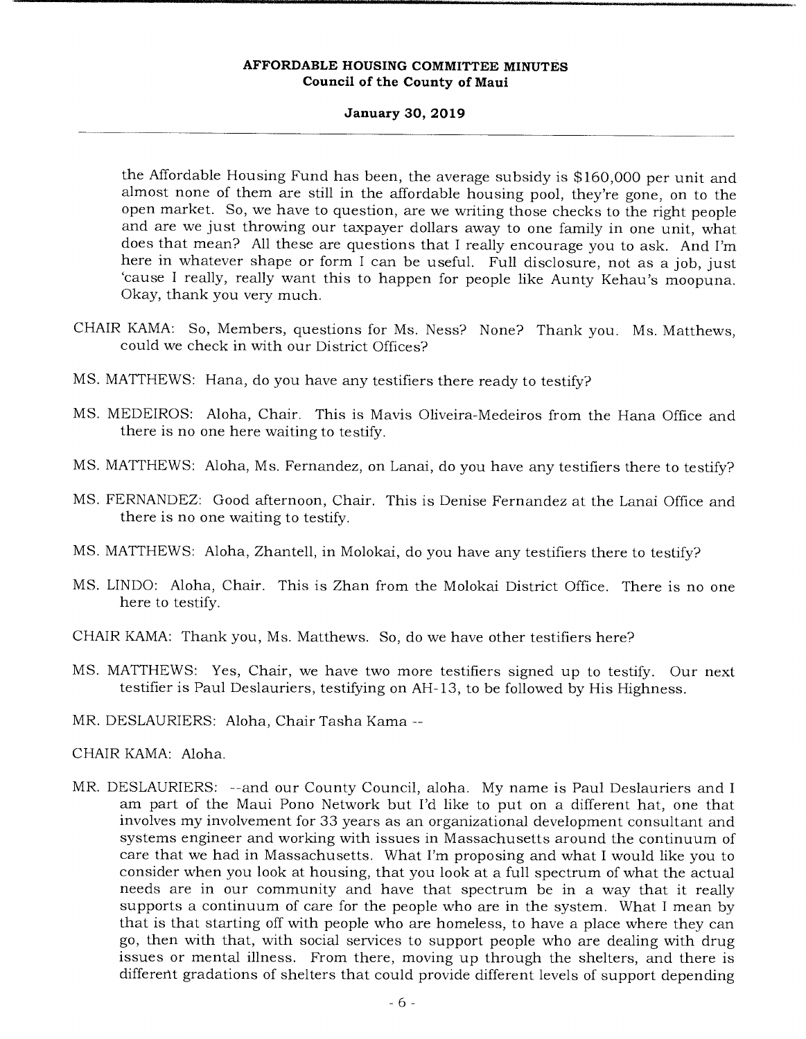the Affordable Housing Fund has been, the average subsidy is $160,000 per unit and almost none of them are still in the affordable housing pool, they're gone, on to the open market. So, we have to question, are we writing those checks to the right people and are we just throwing our taxpayer dollars away to one family in one unit, what does that mean? All these are questions that I really encourage you to ask. And I'm here in whatever shape or form I can be useful. Full disclosure, not as a job, just 'cause I really, really want this to happen for people like Aunty Kehau's moopuna. Okay, thank you very much.

CHAIR KAMA: So, Members, questions for Ms. Ness? None? Thank you. Ms. Matthews, could we check in with our District Offices?

MS. MATTHEWS: Hana, do you have any testifiers there ready to testify?

MS. MEDEIROS: Aloha, Chair. This is Mavis Oliveira-Medeiros from the Hana Office and there is no one here waiting to testify.

MS. MATTHEWS: Aloha, Ms. Fernandez, on Lanai, do you have any testifiers there to testify?

MS. FERNANDEZ: Good afternoon, Chair. This is Denise Fernandez at the Lanai Office and there is no one waiting to testify.

MS. MATTHEWS: Aloha, Zhantell, in Molokai, do you have any testifiers there to testify?

MS. LINDO: Aloha, Chair. This is Zhan from the Molokai District Office. There is no one here to testify.

CHAIR KAMA: Thank you, Ms. Matthews. So, do we have other testifiers here?

MS. MATTHEWS: Yes, Chair, we have two more testifiers signed up to testify. Our next testifier is Paul Deslauriers, testifying on AH-13, to be followed by His Highness.

MR. DESLAURIERS: Aloha, Chair Tasha Kama --

CHAIR KAMA: Aloha.

MR. DESLAURIERS: --and our County Council, aloha. My name is Paul Deslauriers and I am part of the Maui Pono Network but I'd like to put on a different hat, one that involves my involvement for 33 years as an organizational development consultant and systems engineer and working with issues in Massachusetts around the continuum of care that we had in Massachusetts. What I'm proposing and what I would like you to consider when you look at housing, that you look at a full spectrum of what the actual needs are in our community and have that spectrum be in a way that it really supports a continuum of care for the people who are in the system. What I mean by that is that starting off with people who are homeless, to have a place where they can go, then with that, with social services to support people who are dealing with drug issues or mental illness. From there, moving up through the shelters, and there is different gradations of shelters that could provide different levels of support depending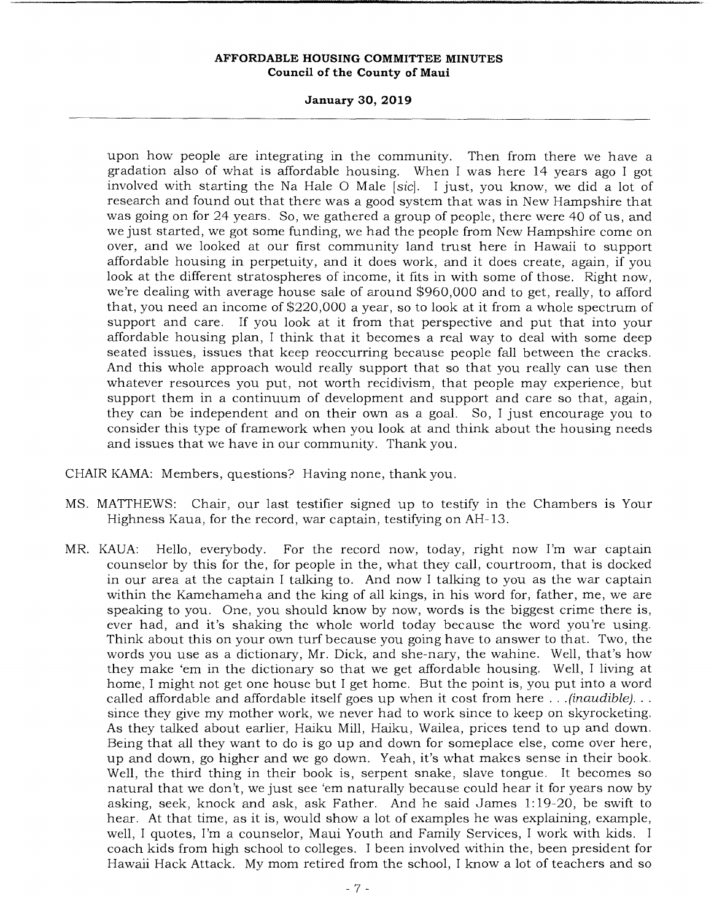upon how people are integrating in the community. Then from there we have a gradation also of what is affordable housing. When I was here 14 years ago I got involved with starting the Na Hale O Male [*sic*]. I just, you know, we did a lot of research and found out that there was a good system that was in New Hampshire that was going on for 24 years. So, we gathered a group of people, there were 40 of us, and we just started, we got some funding, we had the people from New Hampshire come on over, and we looked at our first community land trust here in Hawaii to support affordable housing in perpetuity, and it does work, and it does create, again, if you look at the different stratospheres of income, it fits in with some of those. Right now, we're dealing with average house sale of around $960,000 and to get, really, to afford that, you need an income of $220,000 a year, so to look at it from a whole spectrum of support and care. If you look at it from that perspective and put that into your affordable housing plan, I think that it becomes a real way to deal with some deep seated issues, issues that keep reoccurring because people fall between the cracks. And this whole approach would really support that so that you really can use then whatever resources you put, not worth recidivism, that people may experience, but support them in a continuum of development and support and care so that, again, they can be independent and on their own as a goal. So, I just encourage you to consider this type of framework when you look at and think about the housing needs and issues that we have in our community. Thank you.

CHAIR KAMA: Members, questions? Having none, thank you.

MS. MATTHEWS: Chair, our last testifier signed up to testify in the Chambers is Your Highness Kaua, for the record, war captain, testifying on AH-13.

MR. KAUA: Hello, everybody. For the record now, today, right now I'm war captain counselor by this for the, for people in the, what they call, courtroom, that is docked in our area at the captain I talking to. And now I talking to you as the war captain within the Kamehameha and the king of all kings, in his word for, father, me, we are speaking to you. One, you should know by now, words is the biggest crime there is, ever had, and it's shaking the whole world today because the word you're using. Think about this on your own turf because you going have to answer to that. Two, the words you use as a dictionary, Mr. Dick, and she-nary, the wahine. Well, that's how they make 'em in the dictionary so that we get affordable housing. Well, I living at home, I might not get one house but I get home. But the point is, you put into a word called affordable and affordable itself goes up when it cost from here . . .*(inaudible)*. . . since they give my mother work, we never had to work since to keep on skyrocketing. As they talked about earlier, Haiku Mill, Haiku, Wailea, prices tend to up and down. Being that all they want to do is go up and down for someplace else, come over here, up and down, go higher and we go down. Yeah, it's what makes sense in their book. Well, the third thing in their book is, serpent snake, slave tongue. It becomes so natural that we don't, we just see 'em naturally because could hear it for years now by asking, seek, knock and ask, ask Father. And he said James 1:19-20, be swift to hear. At that time, as it is, would show a lot of examples he was explaining, example, well, I quotes, I'm a counselor, Maui Youth and Family Services, I work with kids. I coach kids from high school to colleges. I been involved within the, been president for Hawaii Hack Attack. My mom retired from the school, I know a lot of teachers and so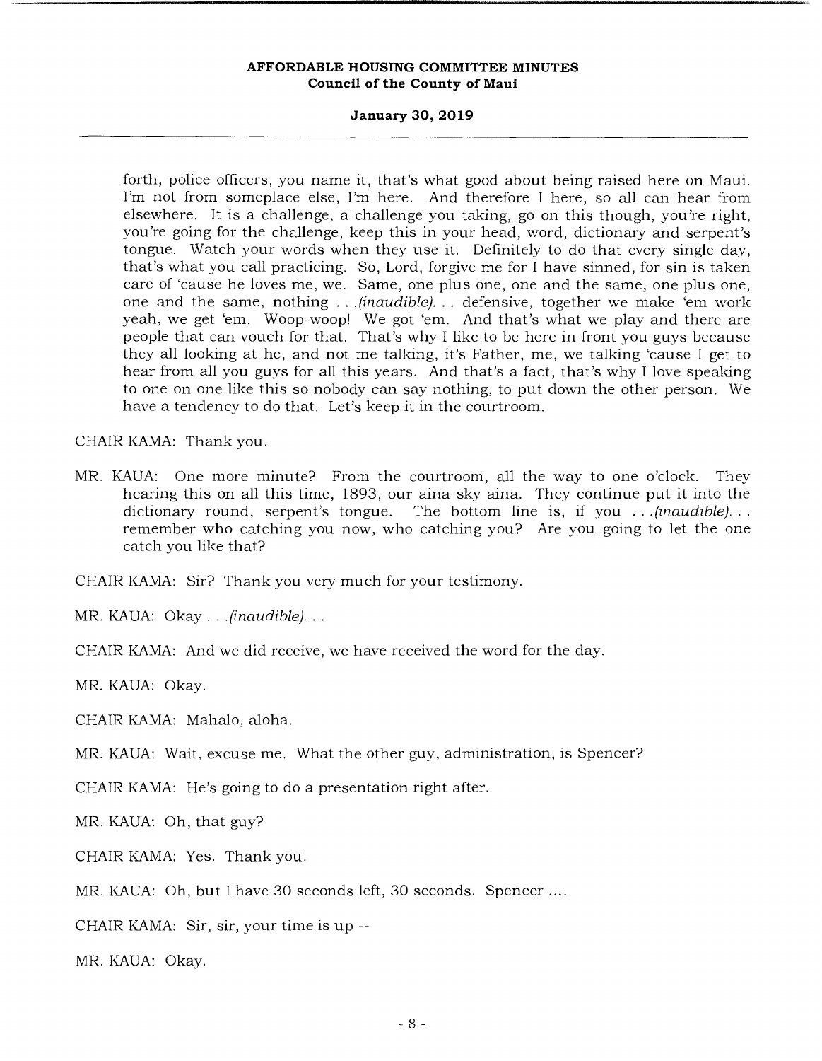forth, police officers, you name it, that's what good about being raised here on Maui. I'm not from someplace else, I'm here. And therefore I here, so all can hear from elsewhere. It is a challenge, a challenge you taking, go on this though, you're right, you're going for the challenge, keep this in your head, word, dictionary and serpent's tongue. Watch your words when they use it. Definitely to do that every single day, that's what you call practicing. So, Lord, forgive me for I have sinned, for sin is taken care of 'cause he loves me, we. Same, one plus one, one and the same, one plus one, one and the same, nothing . . .*(inaudible)*. . . defensive, together we make 'em work yeah, we get 'em. Woop-woop! We got 'em. And that's what we play and there are people that can vouch for that. That's why I like to be here in front you guys because they all looking at he, and not me talking, it's Father, me, we talking 'cause I get to hear from all you guys for all this years. And that's a fact, that's why I love speaking to one on one like this so nobody can say nothing, to put down the other person. We have a tendency to do that. Let's keep it in the courtroom.

CHAIR KAMA: Thank you.

MR. KAUA: One more minute? From the courtroom, all the way to one o'clock. They hearing this on all this time, 1893, our aina sky aina. They continue put it into the dictionary round, serpent's tongue. The bottom line is, if you . . .*(inaudible)*. . . remember who catching you now, who catching you? Are you going to let the one catch you like that?

CHAIR KAMA: Sir? Thank you very much for your testimony.

MR. KAUA: Okay . . .*(inaudible)*. . .

CHAIR KAMA: And we did receive, we have received the word for the day.

MR. KAUA: Okay.

CHAIR KAMA: Mahalo, aloha.

MR. KAUA: Wait, excuse me. What the other guy, administration, is Spencer?

CHAIR KAMA: He's going to do a presentation right after.

MR. KAUA: Oh, that guy?

CHAIR KAMA: Yes. Thank you.

MR. KAUA: Oh, but I have 30 seconds left, 30 seconds. Spencer ....

CHAIR KAMA: Sir, sir, your time is up --

MR. KAUA: Okay.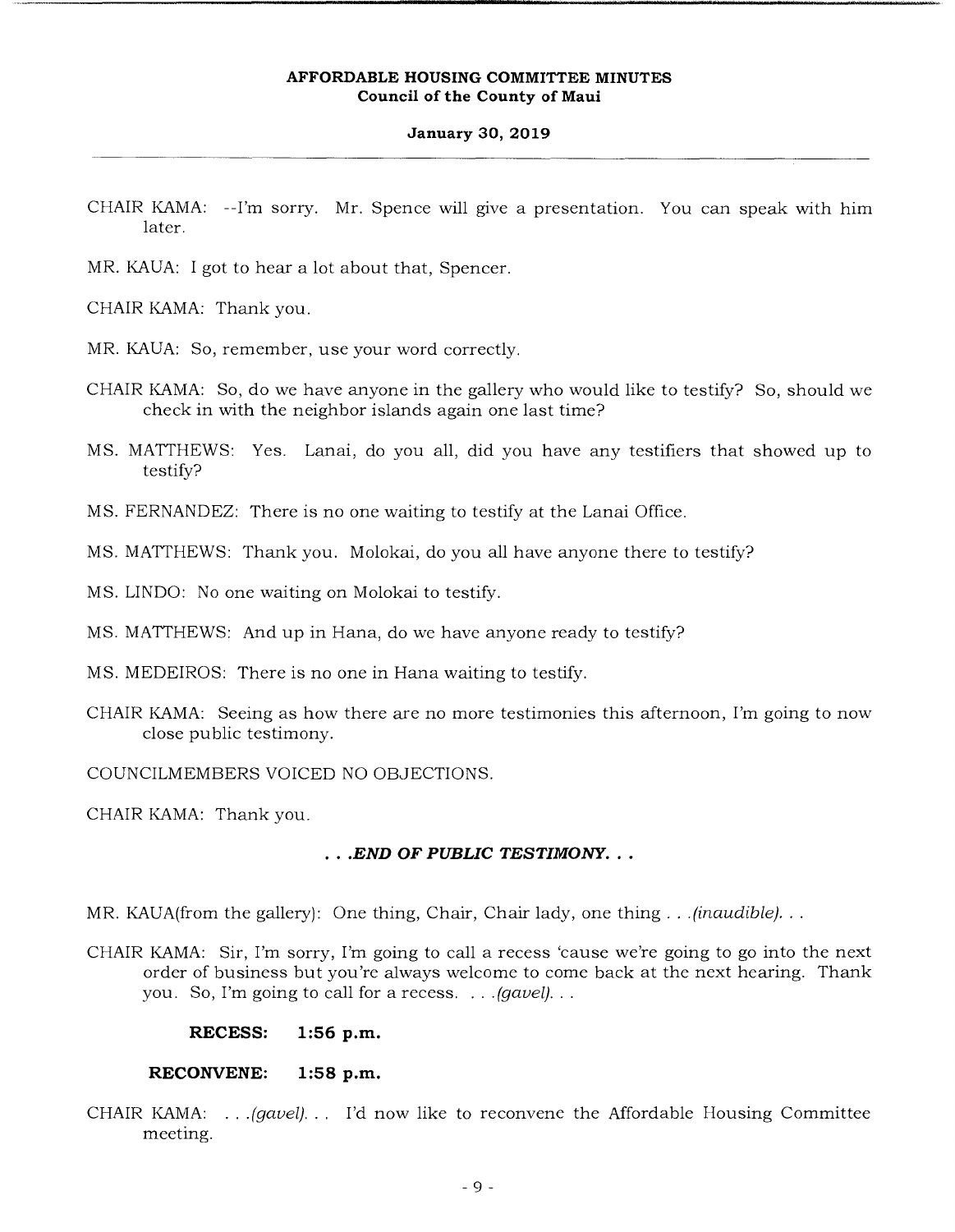CHAIR KAMA: --I'm sorry. Mr. Spence will give a presentation. You can speak with him later.

MR. KAUA: I got to hear a lot about that, Spencer.

CHAIR KAMA: Thank you.

MR. KAUA: So, remember, use your word correctly.

CHAIR KAMA: So, do we have anyone in the gallery who would like to testify? So, should we check in with the neighbor islands again one last time?

MS. MATTHEWS: Yes. Lanai, do you all, did you have any testifiers that showed up to testify?

MS. FERNANDEZ: There is no one waiting to testify at the Lanai Office.

MS. MATTHEWS: Thank you. Molokai, do you all have anyone there to testify?

MS. LINDO: No one waiting on Molokai to testify.

MS. MATTHEWS: And up in Hana, do we have anyone ready to testify?

MS. MEDEIROS: There is no one in Hana waiting to testify.

CHAIR KAMA: Seeing as how there are no more testimonies this afternoon, I'm going to now close public testimony.

COUNCILMEMBERS VOICED NO OBJECTIONS.

CHAIR KAMA: Thank you.

***. . .END OF PUBLIC TESTIMONY. . .***

MR. KAUA(from the gallery): One thing, Chair, Chair lady, one thing . . .*(inaudible)*. . .

CHAIR KAMA: Sir, I'm sorry, I'm going to call a recess 'cause we're going to go into the next order of business but you're always welcome to come back at the next hearing. Thank you. So, I'm going to call for a recess. . . .*(gavel)*. . .

**RECESS: 1:56 p.m.**

**RECONVENE: 1:58 p.m.**

CHAIR KAMA: . . .*(gavel)*. . . I'd now like to reconvene the Affordable Housing Committee meeting.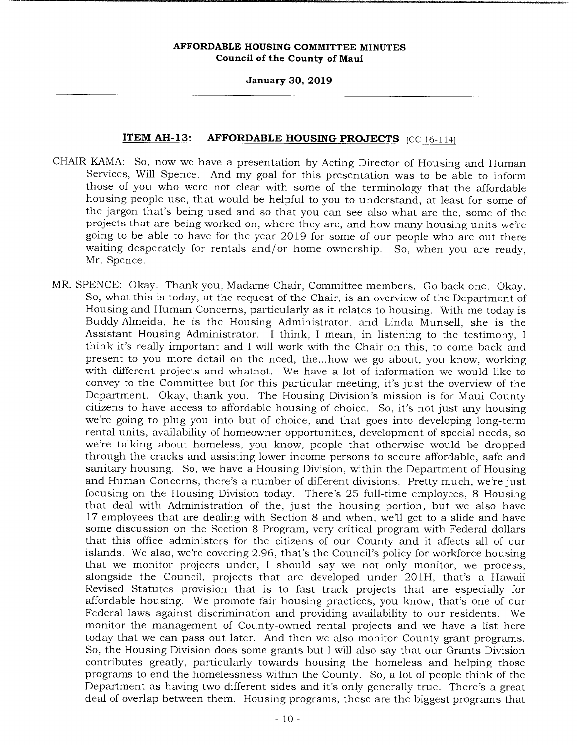**ITEM AH-13: AFFORDABLE HOUSING PROJECTS** (CC 16-114)

CHAIR KAMA: So, now we have a presentation by Acting Director of Housing and Human Services, Will Spence. And my goal for this presentation was to be able to inform those of you who were not clear with some of the terminology that the affordable housing people use, that would be helpful to you to understand, at least for some of the jargon that's being used and so that you can see also what are the, some of the projects that are being worked on, where they are, and how many housing units we're going to be able to have for the year 2019 for some of our people who are out there waiting desperately for rentals and/or home ownership. So, when you are ready, Mr. Spence.

MR. SPENCE: Okay. Thank you, Madame Chair, Committee members. Go back one. Okay. So, what this is today, at the request of the Chair, is an overview of the Department of Housing and Human Concerns, particularly as it relates to housing. With me today is Buddy Almeida, he is the Housing Administrator, and Linda Munsell, she is the Assistant Housing Administrator. I think, I mean, in listening to the testimony, I think it's really important and I will work with the Chair on this, to come back and present to you more detail on the need, the...how we go about, you know, working with different projects and whatnot. We have a lot of information we would like to convey to the Committee but for this particular meeting, it's just the overview of the Department. Okay, thank you. The Housing Division's mission is for Maui County citizens to have access to affordable housing of choice. So, it's not just any housing we're going to plug you into but of choice, and that goes into developing long-term rental units, availability of homeowner opportunities, development of special needs, so we're talking about homeless, you know, people that otherwise would be dropped through the cracks and assisting lower income persons to secure affordable, safe and sanitary housing. So, we have a Housing Division, within the Department of Housing and Human Concerns, there's a number of different divisions. Pretty much, we're just focusing on the Housing Division today. There's 25 full-time employees, 8 Housing that deal with Administration of the, just the housing portion, but we also have 17 employees that are dealing with Section 8 and when, we'll get to a slide and have some discussion on the Section 8 Program, very critical program with Federal dollars that this office administers for the citizens of our County and it affects all of our islands. We also, we're covering 2.96, that's the Council's policy for workforce housing that we monitor projects under, I should say we not only monitor, we process, alongside the Council, projects that are developed under 201H, that's a Hawaii Revised Statutes provision that is to fast track projects that are especially for affordable housing. We promote fair housing practices, you know, that's one of our Federal laws against discrimination and providing availability to our residents. We monitor the management of County-owned rental projects and we have a list here today that we can pass out later. And then we also monitor County grant programs. So, the Housing Division does some grants but I will also say that our Grants Division contributes greatly, particularly towards housing the homeless and helping those programs to end the homelessness within the County. So, a lot of people think of the Department as having two different sides and it's only generally true. There's a great deal of overlap between them. Housing programs, these are the biggest programs that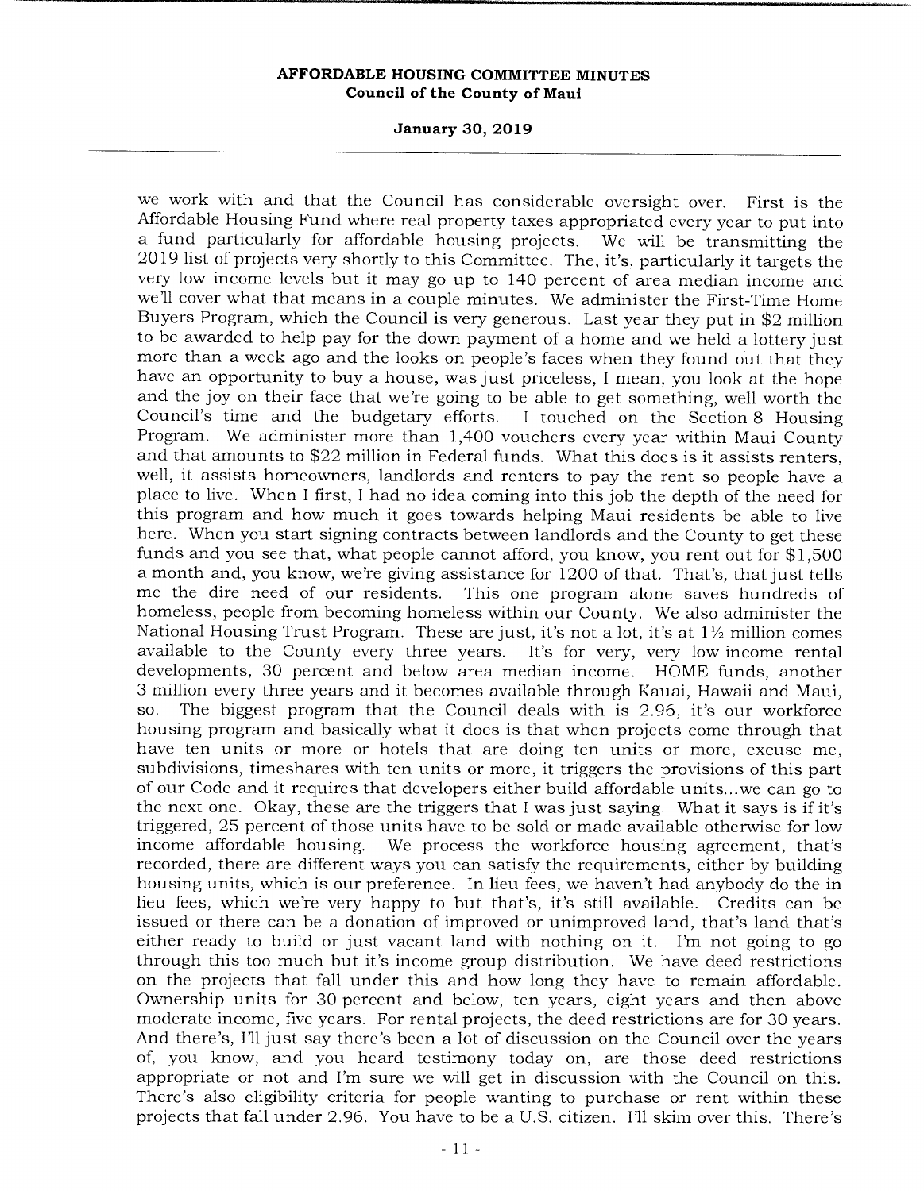we work with and that the Council has considerable oversight over. First is the Affordable Housing Fund where real property taxes appropriated every year to put into a fund particularly for affordable housing projects. We will be transmitting the 2019 list of projects very shortly to this Committee. The, it's, particularly it targets the very low income levels but it may go up to 140 percent of area median income and we'll cover what that means in a couple minutes. We administer the First-Time Home Buyers Program, which the Council is very generous. Last year they put in $2 million to be awarded to help pay for the down payment of a home and we held a lottery just more than a week ago and the looks on people's faces when they found out that they have an opportunity to buy a house, was just priceless, I mean, you look at the hope and the joy on their face that we're going to be able to get something, well worth the Council's time and the budgetary efforts. I touched on the Section 8 Housing Program. We administer more than 1,400 vouchers every year within Maui County and that amounts to $22 million in Federal funds. What this does is it assists renters, well, it assists homeowners, landlords and renters to pay the rent so people have a place to live. When I first, I had no idea coming into this job the depth of the need for this program and how much it goes towards helping Maui residents be able to live here. When you start signing contracts between landlords and the County to get these funds and you see that, what people cannot afford, you know, you rent out for $1,500 a month and, you know, we're giving assistance for 1200 of that. That's, that just tells me the dire need of our residents. This one program alone saves hundreds of homeless, people from becoming homeless within our County. We also administer the National Housing Trust Program. These are just, it's not a lot, it's at 1½ million comes available to the County every three years. It's for very, very low-income rental developments, 30 percent and below area median income. HOME funds, another 3 million every three years and it becomes available through Kauai, Hawaii and Maui, so. The biggest program that the Council deals with is 2.96, it's our workforce housing program and basically what it does is that when projects come through that have ten units or more or hotels that are doing ten units or more, excuse me, subdivisions, timeshares with ten units or more, it triggers the provisions of this part of our Code and it requires that developers either build affordable units...we can go to the next one. Okay, these are the triggers that I was just saying. What it says is if it's triggered, 25 percent of those units have to be sold or made available otherwise for low income affordable housing. We process the workforce housing agreement, that's recorded, there are different ways you can satisfy the requirements, either by building housing units, which is our preference. In lieu fees, we haven't had anybody do the in lieu fees, which we're very happy to but that's, it's still available. Credits can be issued or there can be a donation of improved or unimproved land, that's land that's either ready to build or just vacant land with nothing on it. I'm not going to go through this too much but it's income group distribution. We have deed restrictions on the projects that fall under this and how long they have to remain affordable. Ownership units for 30 percent and below, ten years, eight years and then above moderate income, five years. For rental projects, the deed restrictions are for 30 years. And there's, I'll just say there's been a lot of discussion on the Council over the years of, you know, and you heard testimony today on, are those deed restrictions appropriate or not and I'm sure we will get in discussion with the Council on this. There's also eligibility criteria for people wanting to purchase or rent within these projects that fall under 2.96. You have to be a U.S. citizen. I'll skim over this. There's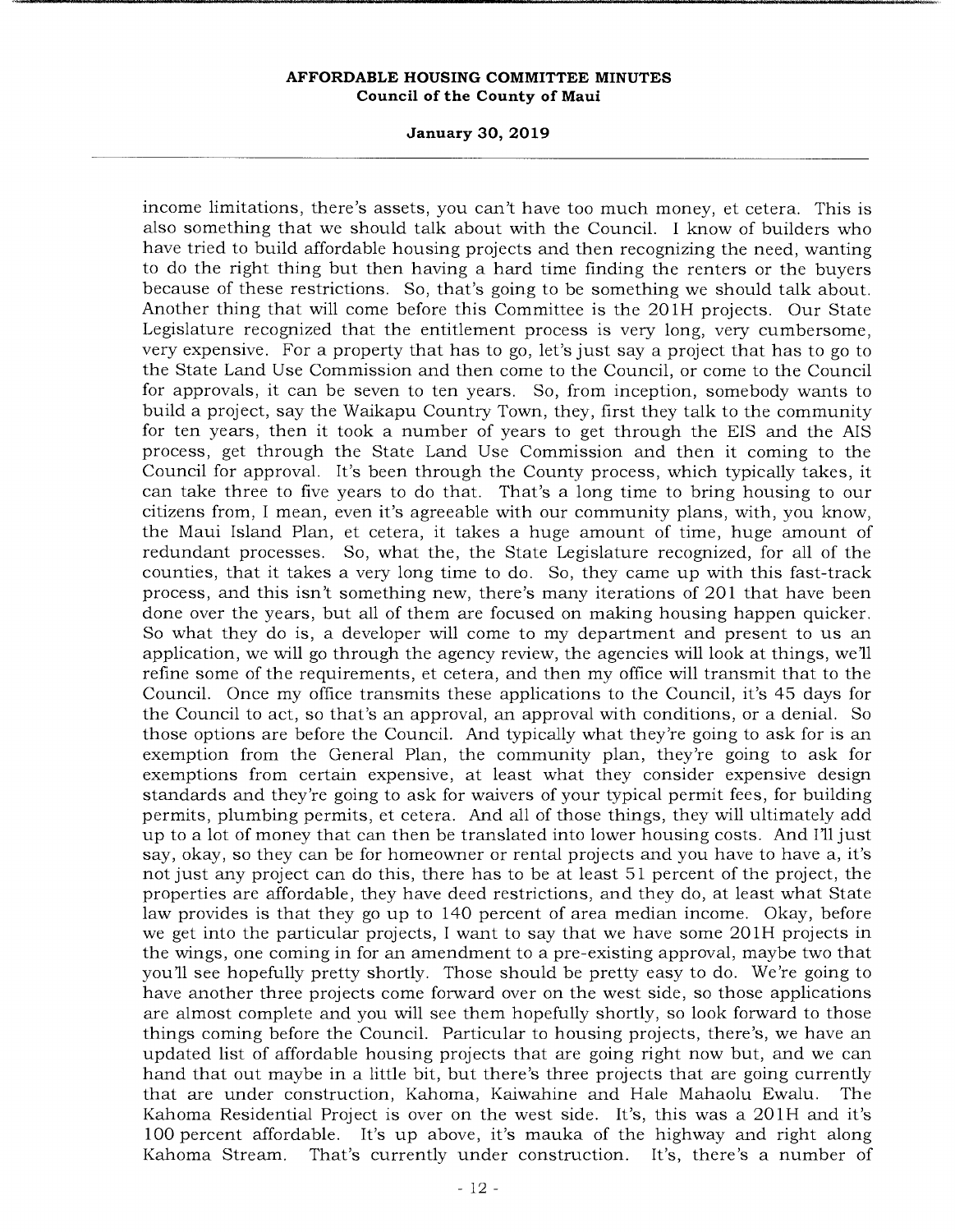income limitations, there's assets, you can't have too much money, et cetera. This is also something that we should talk about with the Council. I know of builders who have tried to build affordable housing projects and then recognizing the need, wanting to do the right thing but then having a hard time finding the renters or the buyers because of these restrictions. So, that's going to be something we should talk about. Another thing that will come before this Committee is the 201H projects. Our State Legislature recognized that the entitlement process is very long, very cumbersome, very expensive. For a property that has to go, let's just say a project that has to go to the State Land Use Commission and then come to the Council, or come to the Council for approvals, it can be seven to ten years. So, from inception, somebody wants to build a project, say the Waikapu Country Town, they, first they talk to the community for ten years, then it took a number of years to get through the EIS and the AIS process, get through the State Land Use Commission and then it coming to the Council for approval. It's been through the County process, which typically takes, it can take three to five years to do that. That's a long time to bring housing to our citizens from, I mean, even it's agreeable with our community plans, with, you know, the Maui Island Plan, et cetera, it takes a huge amount of time, huge amount of redundant processes. So, what the, the State Legislature recognized, for all of the counties, that it takes a very long time to do. So, they came up with this fast-track process, and this isn't something new, there's many iterations of 201 that have been done over the years, but all of them are focused on making housing happen quicker. So what they do is, a developer will come to my department and present to us an application, we will go through the agency review, the agencies will look at things, we'll refine some of the requirements, et cetera, and then my office will transmit that to the Council. Once my office transmits these applications to the Council, it's 45 days for the Council to act, so that's an approval, an approval with conditions, or a denial. So those options are before the Council. And typically what they're going to ask for is an exemption from the General Plan, the community plan, they're going to ask for exemptions from certain expensive, at least what they consider expensive design standards and they're going to ask for waivers of your typical permit fees, for building permits, plumbing permits, et cetera. And all of those things, they will ultimately add up to a lot of money that can then be translated into lower housing costs. And I'll just say, okay, so they can be for homeowner or rental projects and you have to have a, it's not just any project can do this, there has to be at least 51 percent of the project, the properties are affordable, they have deed restrictions, and they do, at least what State law provides is that they go up to 140 percent of area median income. Okay, before we get into the particular projects, I want to say that we have some 201H projects in the wings, one coming in for an amendment to a pre-existing approval, maybe two that you'll see hopefully pretty shortly. Those should be pretty easy to do. We're going to have another three projects come forward over on the west side, so those applications are almost complete and you will see them hopefully shortly, so look forward to those things coming before the Council. Particular to housing projects, there's, we have an updated list of affordable housing projects that are going right now but, and we can hand that out maybe in a little bit, but there's three projects that are going currently that are under construction, Kahoma, Kaiwahine and Hale Mahaolu Ewalu. The Kahoma Residential Project is over on the west side. It's, this was a 201H and it's 100 percent affordable. It's up above, it's mauka of the highway and right along Kahoma Stream. That's currently under construction. It's, there's a number of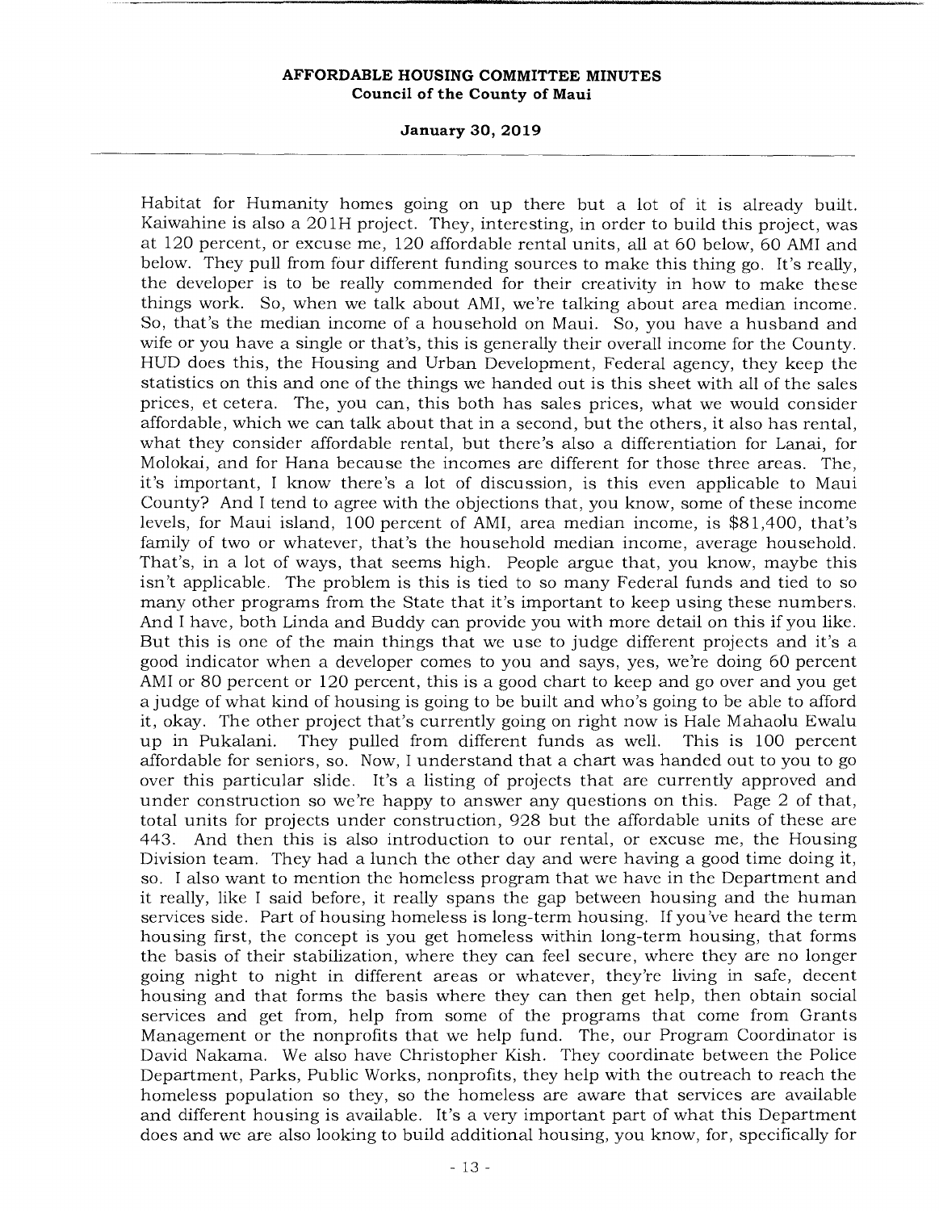Habitat for Humanity homes going on up there but a lot of it is already built. Kaiwahine is also a 201H project. They, interesting, in order to build this project, was at 120 percent, or excuse me, 120 affordable rental units, all at 60 below, 60 AMI and below. They pull from four different funding sources to make this thing go. It's really, the developer is to be really commended for their creativity in how to make these things work. So, when we talk about AMI, we're talking about area median income. So, that's the median income of a household on Maui. So, you have a husband and wife or you have a single or that's, this is generally their overall income for the County. HUD does this, the Housing and Urban Development, Federal agency, they keep the statistics on this and one of the things we handed out is this sheet with all of the sales prices, et cetera. The, you can, this both has sales prices, what we would consider affordable, which we can talk about that in a second, but the others, it also has rental, what they consider affordable rental, but there's also a differentiation for Lanai, for Molokai, and for Hana because the incomes are different for those three areas. The, it's important, I know there's a lot of discussion, is this even applicable to Maui County? And I tend to agree with the objections that, you know, some of these income levels, for Maui island, 100 percent of AMI, area median income, is $81,400, that's family of two or whatever, that's the household median income, average household. That's, in a lot of ways, that seems high. People argue that, you know, maybe this isn't applicable. The problem is this is tied to so many Federal funds and tied to so many other programs from the State that it's important to keep using these numbers. And I have, both Linda and Buddy can provide you with more detail on this if you like. But this is one of the main things that we use to judge different projects and it's a good indicator when a developer comes to you and says, yes, we're doing 60 percent AMI or 80 percent or 120 percent, this is a good chart to keep and go over and you get a judge of what kind of housing is going to be built and who's going to be able to afford it, okay. The other project that's currently going on right now is Hale Mahaolu Ewalu up in Pukalani. They pulled from different funds as well. This is 100 percent affordable for seniors, so. Now, I understand that a chart was handed out to you to go over this particular slide. It's a listing of projects that are currently approved and under construction so we're happy to answer any questions on this. Page 2 of that, total units for projects under construction, 928 but the affordable units of these are 443. And then this is also introduction to our rental, or excuse me, the Housing Division team. They had a lunch the other day and were having a good time doing it, so. I also want to mention the homeless program that we have in the Department and it really, like I said before, it really spans the gap between housing and the human services side. Part of housing homeless is long-term housing. If you've heard the term housing first, the concept is you get homeless within long-term housing, that forms the basis of their stabilization, where they can feel secure, where they are no longer going night to night in different areas or whatever, they're living in safe, decent housing and that forms the basis where they can then get help, then obtain social services and get from, help from some of the programs that come from Grants Management or the nonprofits that we help fund. The, our Program Coordinator is David Nakama. We also have Christopher Kish. They coordinate between the Police Department, Parks, Public Works, nonprofits, they help with the outreach to reach the homeless population so they, so the homeless are aware that services are available and different housing is available. It's a very important part of what this Department does and we are also looking to build additional housing, you know, for, specifically for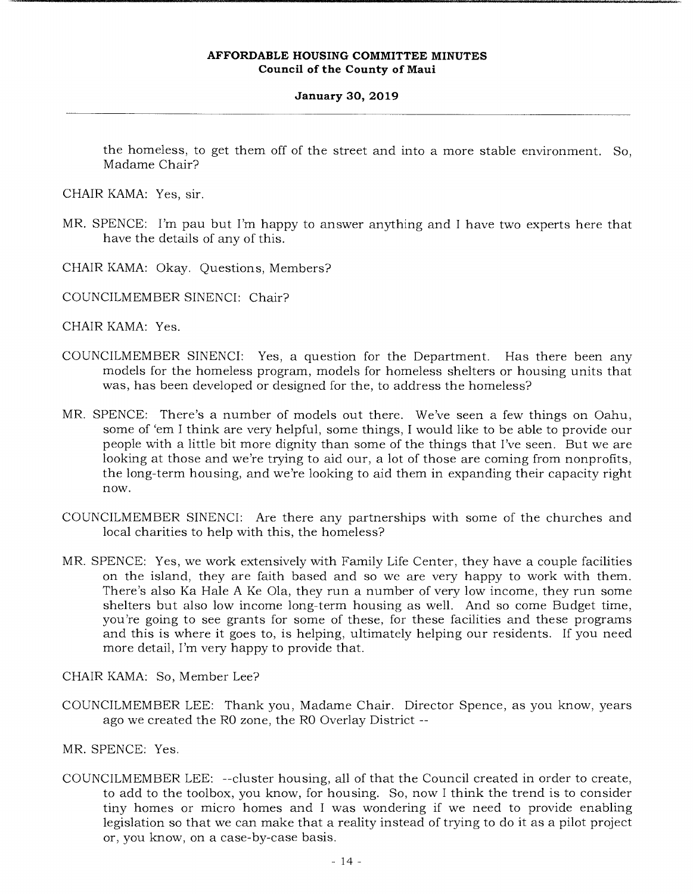the homeless, to get them off of the street and into a more stable environment. So, Madame Chair?

CHAIR KAMA: Yes, sir.

MR. SPENCE: I'm pau but I'm happy to answer anything and I have two experts here that have the details of any of this.

CHAIR KAMA: Okay. Questions, Members?

COUNCILMEMBER SINENCI: Chair?

CHAIR KAMA: Yes.

COUNCILMEMBER SINENCI: Yes, a question for the Department. Has there been any models for the homeless program, models for homeless shelters or housing units that was, has been developed or designed for the, to address the homeless?

MR. SPENCE: There's a number of models out there. We've seen a few things on Oahu, some of 'em I think are very helpful, some things, I would like to be able to provide our people with a little bit more dignity than some of the things that I've seen. But we are looking at those and we're trying to aid our, a lot of those are coming from nonprofits, the long-term housing, and we're looking to aid them in expanding their capacity right now.

COUNCILMEMBER SINENCI: Are there any partnerships with some of the churches and local charities to help with this, the homeless?

MR. SPENCE: Yes, we work extensively with Family Life Center, they have a couple facilities on the island, they are faith based and so we are very happy to work with them. There's also Ka Hale A Ke Ola, they run a number of very low income, they run some shelters but also low income long-term housing as well. And so come Budget time, you're going to see grants for some of these, for these facilities and these programs and this is where it goes to, is helping, ultimately helping our residents. If you need more detail, I'm very happy to provide that.

CHAIR KAMA: So, Member Lee?

COUNCILMEMBER LEE: Thank you, Madame Chair. Director Spence, as you know, years ago we created the R0 zone, the R0 Overlay District --

MR. SPENCE: Yes.

COUNCILMEMBER LEE: --cluster housing, all of that the Council created in order to create, to add to the toolbox, you know, for housing. So, now I think the trend is to consider tiny homes or micro homes and I was wondering if we need to provide enabling legislation so that we can make that a reality instead of trying to do it as a pilot project or, you know, on a case-by-case basis.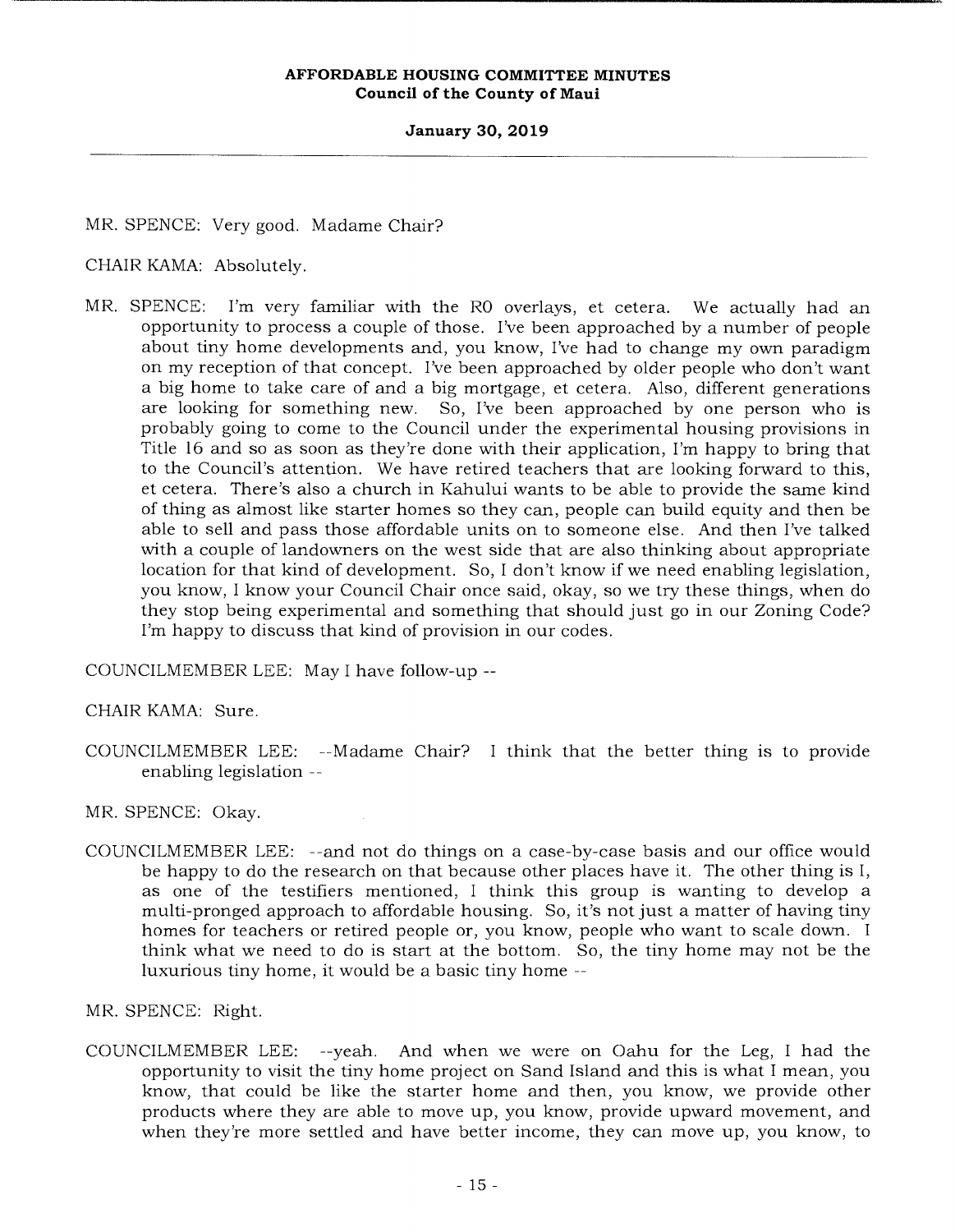MR. SPENCE: Very good. Madame Chair?

CHAIR KAMA: Absolutely.

MR. SPENCE: I'm very familiar with the RO overlays, et cetera. We actually had an opportunity to process a couple of those. I've been approached by a number of people about tiny home developments and, you know, I've had to change my own paradigm on my reception of that concept. I've been approached by older people who don't want a big home to take care of and a big mortgage, et cetera. Also, different generations are looking for something new. So, I've been approached by one person who is probably going to come to the Council under the experimental housing provisions in Title 16 and so as soon as they're done with their application, I'm happy to bring that to the Council's attention. We have retired teachers that are looking forward to this, et cetera. There's also a church in Kahului wants to be able to provide the same kind of thing as almost like starter homes so they can, people can build equity and then be able to sell and pass those affordable units on to someone else. And then I've talked with a couple of landowners on the west side that are also thinking about appropriate location for that kind of development. So, I don't know if we need enabling legislation, you know, I know your Council Chair once said, okay, so we try these things, when do they stop being experimental and something that should just go in our Zoning Code? I'm happy to discuss that kind of provision in our codes.

COUNCILMEMBER LEE: May I have follow-up --

CHAIR KAMA: Sure.

COUNCILMEMBER LEE: --Madame Chair? I think that the better thing is to provide enabling legislation --

MR. SPENCE: Okay.

COUNCILMEMBER LEE: --and not do things on a case-by-case basis and our office would be happy to do the research on that because other places have it. The other thing is I, as one of the testifiers mentioned, I think this group is wanting to develop a multi-pronged approach to affordable housing. So, it's not just a matter of having tiny homes for teachers or retired people or, you know, people who want to scale down. I think what we need to do is start at the bottom. So, the tiny home may not be the luxurious tiny home, it would be a basic tiny home --

MR. SPENCE: Right.

COUNCILMEMBER LEE: --yeah. And when we were on Oahu for the Leg, I had the opportunity to visit the tiny home project on Sand Island and this is what I mean, you know, that could be like the starter home and then, you know, we provide other products where they are able to move up, you know, provide upward movement, and when they're more settled and have better income, they can move up, you know, to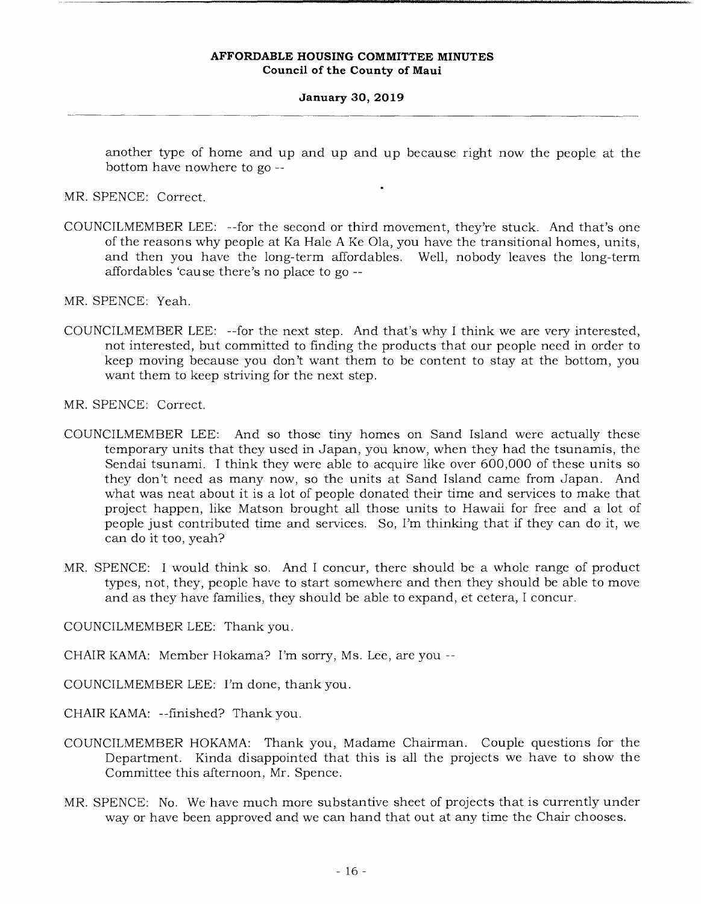another type of home and up and up and up because right now the people at the bottom have nowhere to go --

MR. SPENCE: Correct.

COUNCILMEMBER LEE: --for the second or third movement, they're stuck. And that's one of the reasons why people at Ka Hale A Ke Ola, you have the transitional homes, units, and then you have the long-term affordables. Well, nobody leaves the long-term affordables 'cause there's no place to go --

MR. SPENCE: Yeah.

COUNCILMEMBER LEE: --for the next step. And that's why I think we are very interested, not interested, but committed to finding the products that our people need in order to keep moving because you don't want them to be content to stay at the bottom, you want them to keep striving for the next step.

MR. SPENCE: Correct.

COUNCILMEMBER LEE: And so those tiny homes on Sand Island were actually these temporary units that they used in Japan, you know, when they had the tsunamis, the Sendai tsunami. I think they were able to acquire like over 600,000 of these units so they don't need as many now, so the units at Sand Island came from Japan. And what was neat about it is a lot of people donated their time and services to make that project happen, like Matson brought all those units to Hawaii for free and a lot of people just contributed time and services. So, I'm thinking that if they can do it, we can do it too, yeah?

MR. SPENCE: I would think so. And I concur, there should be a whole range of product types, not, they, people have to start somewhere and then they should be able to move and as they have families, they should be able to expand, et cetera, I concur.

COUNCILMEMBER LEE: Thank you.

CHAIR KAMA: Member Hokama? I'm sorry, Ms. Lee, are you --

COUNCILMEMBER LEE: I'm done, thank you.

CHAIR KAMA: --finished? Thank you.

COUNCILMEMBER HOKAMA: Thank you, Madame Chairman. Couple questions for the Department. Kinda disappointed that this is all the projects we have to show the Committee this afternoon, Mr. Spence.

MR. SPENCE: No. We have much more substantive sheet of projects that is currently under way or have been approved and we can hand that out at any time the Chair chooses.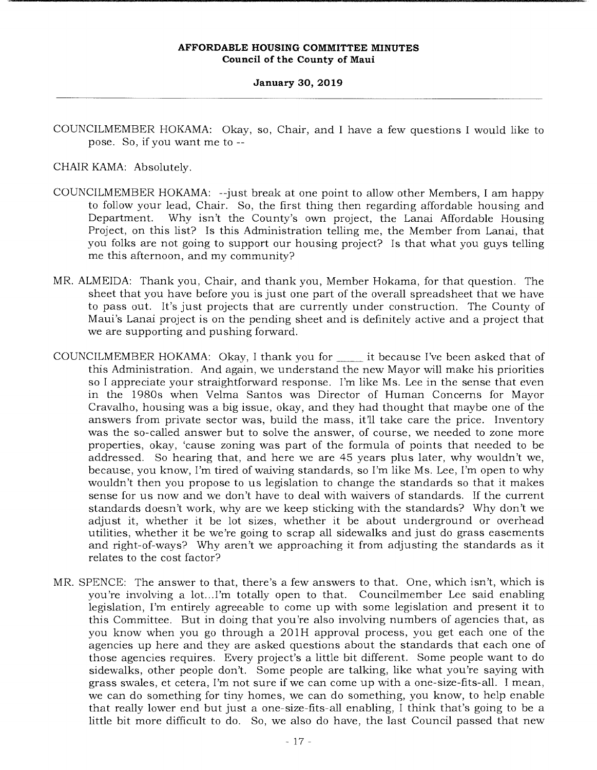COUNCILMEMBER HOKAMA: Okay, so, Chair, and I have a few questions I would like to pose. So, if you want me to --

CHAIR KAMA: Absolutely.

COUNCILMEMBER HOKAMA: --just break at one point to allow other Members, I am happy to follow your lead, Chair. So, the first thing then regarding affordable housing and Department. Why isn't the County's own project, the Lanai Affordable Housing Project, on this list? Is this Administration telling me, the Member from Lanai, that you folks are not going to support our housing project? Is that what you guys telling me this afternoon, and my community?

MR. ALMEIDA: Thank you, Chair, and thank you, Member Hokama, for that question. The sheet that you have before you is just one part of the overall spreadsheet that we have to pass out. It's just projects that are currently under construction. The County of Maui's Lanai project is on the pending sheet and is definitely active and a project that we are supporting and pushing forward.

COUNCILMEMBER HOKAMA: Okay, I thank you for _____ it because I've been asked that of this Administration. And again, we understand the new Mayor will make his priorities so I appreciate your straightforward response. I'm like Ms. Lee in the sense that even in the 1980s when Velma Santos was Director of Human Concerns for Mayor Cravalho, housing was a big issue, okay, and they had thought that maybe one of the answers from private sector was, build the mass, it'll take care the price. Inventory was the so-called answer but to solve the answer, of course, we needed to zone more properties, okay, 'cause zoning was part of the formula of points that needed to be addressed. So hearing that, and here we are 45 years plus later, why wouldn't we, because, you know, I'm tired of waiving standards, so I'm like Ms. Lee, I'm open to why wouldn't then you propose to us legislation to change the standards so that it makes sense for us now and we don't have to deal with waivers of standards. If the current standards doesn't work, why are we keep sticking with the standards? Why don't we adjust it, whether it be lot sizes, whether it be about underground or overhead utilities, whether it be we're going to scrap all sidewalks and just do grass easements and right-of-ways? Why aren't we approaching it from adjusting the standards as it relates to the cost factor?

MR. SPENCE: The answer to that, there's a few answers to that. One, which isn't, which is you're involving a lot...I'm totally open to that. Councilmember Lee said enabling legislation, I'm entirely agreeable to come up with some legislation and present it to this Committee. But in doing that you're also involving numbers of agencies that, as you know when you go through a 201H approval process, you get each one of the agencies up here and they are asked questions about the standards that each one of those agencies requires. Every project's a little bit different. Some people want to do sidewalks, other people don't. Some people are talking, like what you're saying with grass swales, et cetera, I'm not sure if we can come up with a one-size-fits-all. I mean, we can do something for tiny homes, we can do something, you know, to help enable that really lower end but just a one-size-fits-all enabling, I think that's going to be a little bit more difficult to do. So, we also do have, the last Council passed that new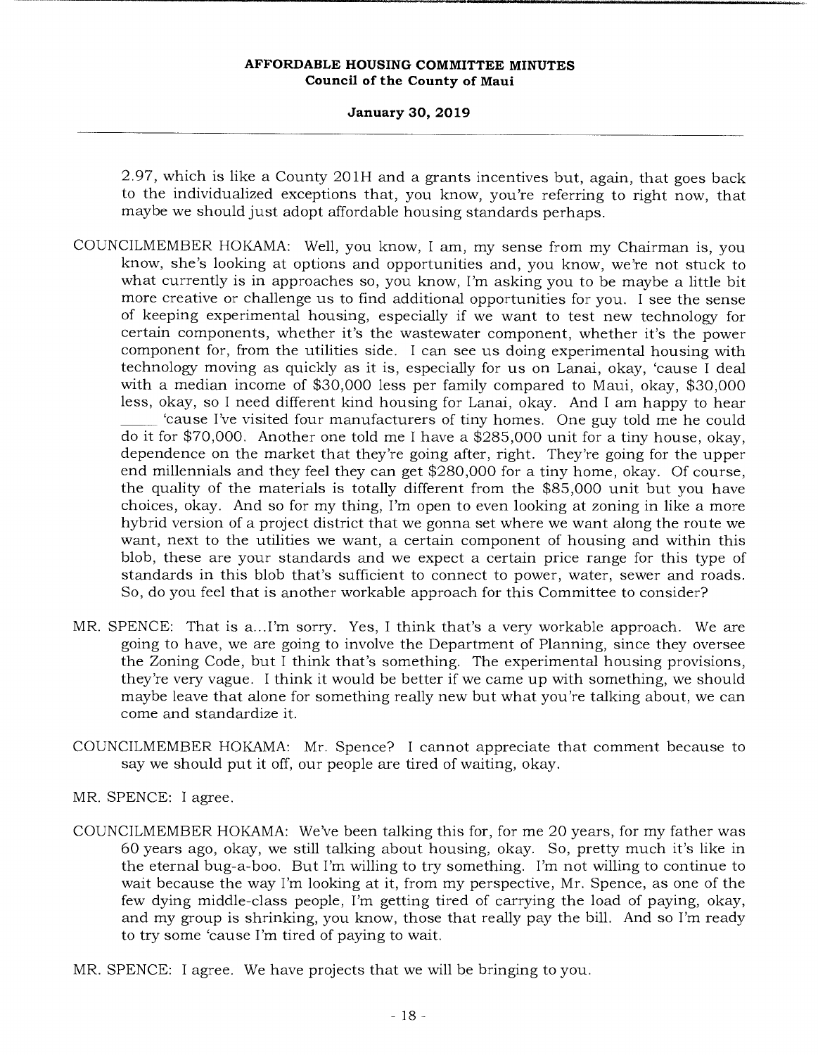2.97, which is like a County 201H and a grants incentives but, again, that goes back to the individualized exceptions that, you know, you're referring to right now, that maybe we should just adopt affordable housing standards perhaps.

COUNCILMEMBER HOKAMA: Well, you know, I am, my sense from my Chairman is, you know, she's looking at options and opportunities and, you know, we're not stuck to what currently is in approaches so, you know, I'm asking you to be maybe a little bit more creative or challenge us to find additional opportunities for you. I see the sense of keeping experimental housing, especially if we want to test new technology for certain components, whether it's the wastewater component, whether it's the power component for, from the utilities side. I can see us doing experimental housing with technology moving as quickly as it is, especially for us on Lanai, okay, 'cause I deal with a median income of $30,000 less per family compared to Maui, okay, $30,000 less, okay, so I need different kind housing for Lanai, okay. And I am happy to hear _____ 'cause I've visited four manufacturers of tiny homes. One guy told me he could do it for $70,000. Another one told me I have a $285,000 unit for a tiny house, okay, dependence on the market that they're going after, right. They're going for the upper end millennials and they feel they can get $280,000 for a tiny home, okay. Of course, the quality of the materials is totally different from the $85,000 unit but you have choices, okay. And so for my thing, I'm open to even looking at zoning in like a more hybrid version of a project district that we gonna set where we want along the route we want, next to the utilities we want, a certain component of housing and within this blob, these are your standards and we expect a certain price range for this type of standards in this blob that's sufficient to connect to power, water, sewer and roads. So, do you feel that is another workable approach for this Committee to consider?

MR. SPENCE: That is a...I'm sorry. Yes, I think that's a very workable approach. We are going to have, we are going to involve the Department of Planning, since they oversee the Zoning Code, but I think that's something. The experimental housing provisions, they're very vague. I think it would be better if we came up with something, we should maybe leave that alone for something really new but what you're talking about, we can come and standardize it.

COUNCILMEMBER HOKAMA: Mr. Spence? I cannot appreciate that comment because to say we should put it off, our people are tired of waiting, okay.

MR. SPENCE: I agree.

COUNCILMEMBER HOKAMA: We've been talking this for, for me 20 years, for my father was 60 years ago, okay, we still talking about housing, okay. So, pretty much it's like in the eternal bug-a-boo. But I'm willing to try something. I'm not willing to continue to wait because the way I'm looking at it, from my perspective, Mr. Spence, as one of the few dying middle-class people, I'm getting tired of carrying the load of paying, okay, and my group is shrinking, you know, those that really pay the bill. And so I'm ready to try some 'cause I'm tired of paying to wait.

MR. SPENCE: I agree. We have projects that we will be bringing to you.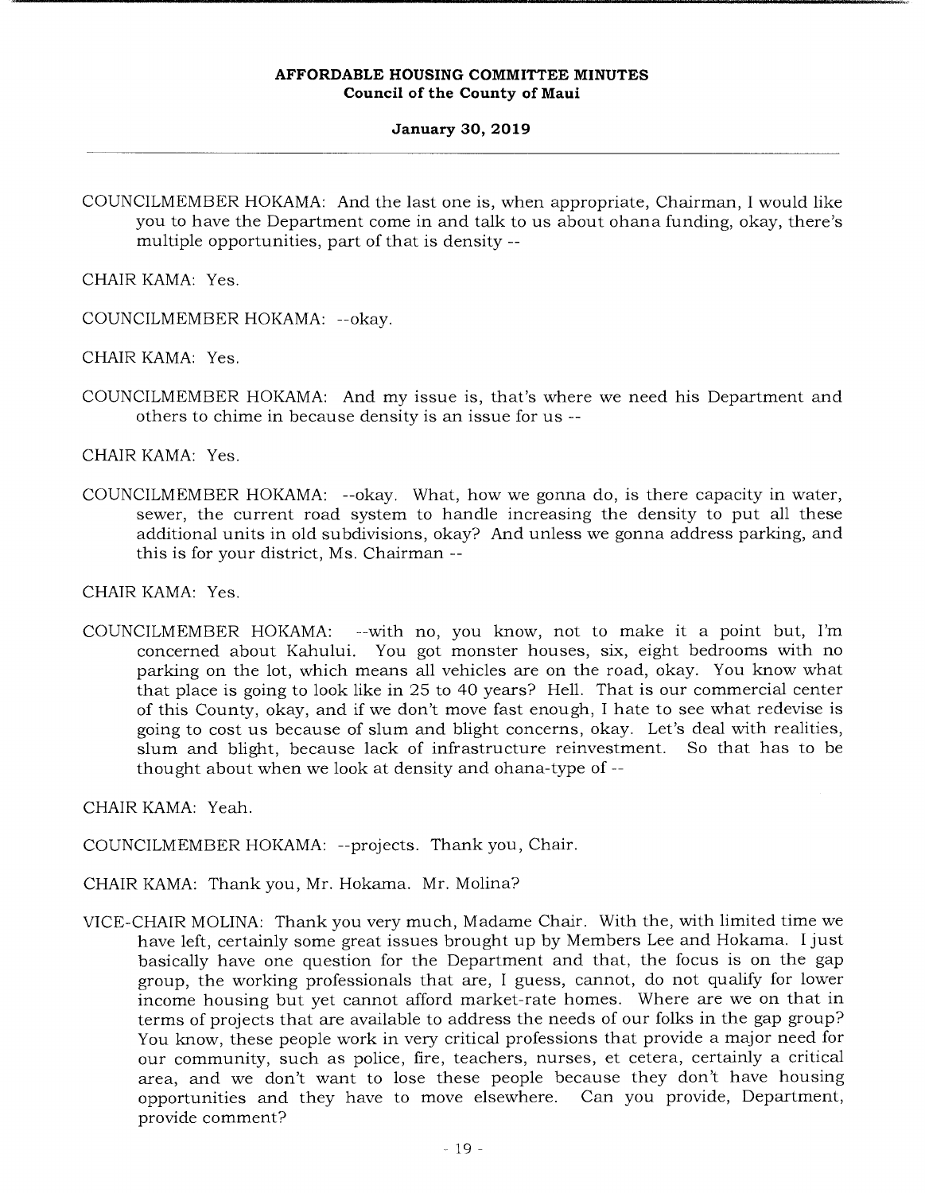COUNCILMEMBER HOKAMA: And the last one is, when appropriate, Chairman, I would like you to have the Department come in and talk to us about ohana funding, okay, there's multiple opportunities, part of that is density --

CHAIR KAMA: Yes.

COUNCILMEMBER HOKAMA: --okay.

CHAIR KAMA: Yes.

COUNCILMEMBER HOKAMA: And my issue is, that's where we need his Department and others to chime in because density is an issue for us --

CHAIR KAMA: Yes.

COUNCILMEMBER HOKAMA: --okay. What, how we gonna do, is there capacity in water, sewer, the current road system to handle increasing the density to put all these additional units in old subdivisions, okay? And unless we gonna address parking, and this is for your district, Ms. Chairman --

CHAIR KAMA: Yes.

COUNCILMEMBER HOKAMA: --with no, you know, not to make it a point but, I'm concerned about Kahului. You got monster houses, six, eight bedrooms with no parking on the lot, which means all vehicles are on the road, okay. You know what that place is going to look like in 25 to 40 years? Hell. That is our commercial center of this County, okay, and if we don't move fast enough, I hate to see what redevise is going to cost us because of slum and blight concerns, okay. Let's deal with realities, slum and blight, because lack of infrastructure reinvestment. So that has to be thought about when we look at density and ohana-type of --

CHAIR KAMA: Yeah.

COUNCILMEMBER HOKAMA: --projects. Thank you, Chair.

CHAIR KAMA: Thank you, Mr. Hokama. Mr. Molina?

VICE-CHAIR MOLINA: Thank you very much, Madame Chair. With the, with limited time we have left, certainly some great issues brought up by Members Lee and Hokama. I just basically have one question for the Department and that, the focus is on the gap group, the working professionals that are, I guess, cannot, do not qualify for lower income housing but yet cannot afford market-rate homes. Where are we on that in terms of projects that are available to address the needs of our folks in the gap group? You know, these people work in very critical professions that provide a major need for our community, such as police, fire, teachers, nurses, et cetera, certainly a critical area, and we don't want to lose these people because they don't have housing opportunities and they have to move elsewhere. Can you provide, Department, provide comment?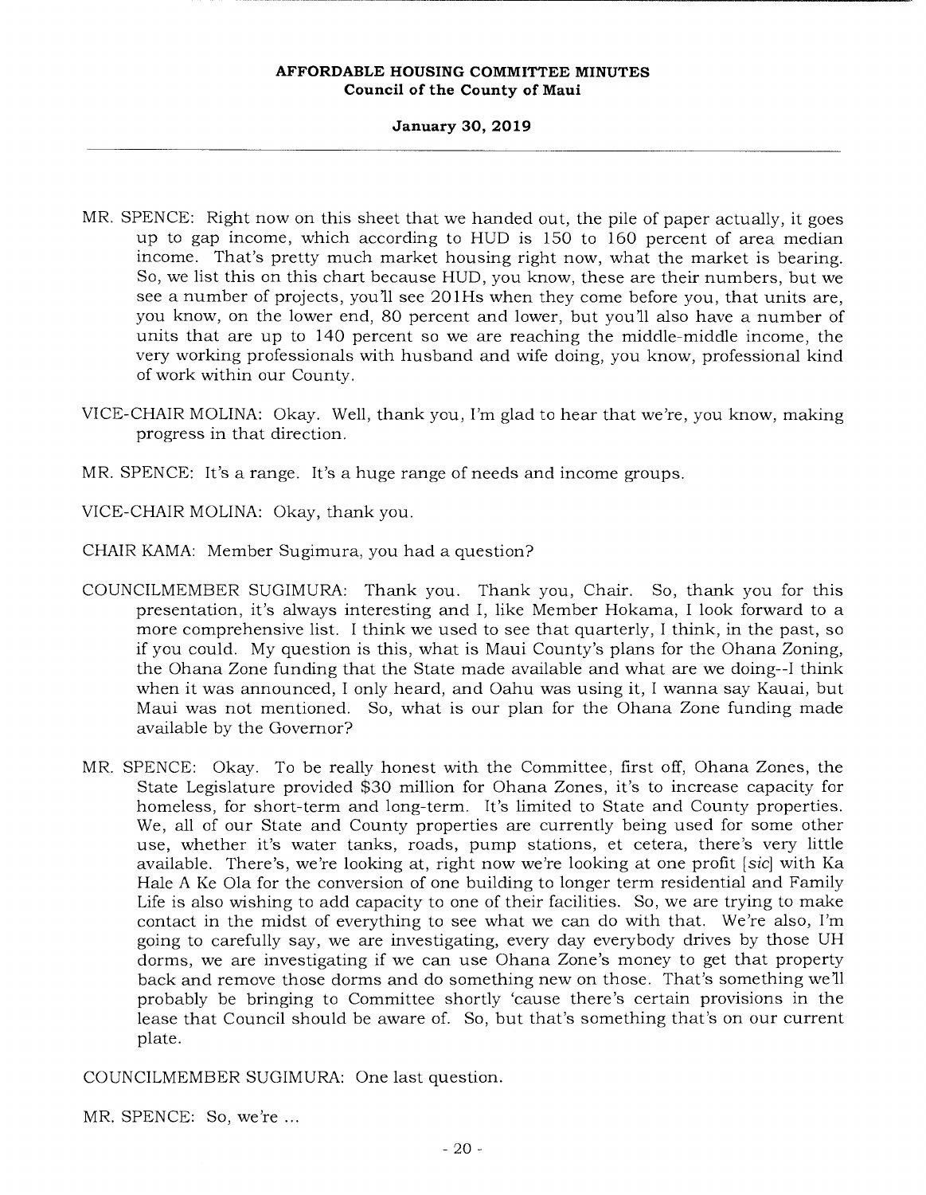MR. SPENCE: Right now on this sheet that we handed out, the pile of paper actually, it goes up to gap income, which according to HUD is 150 to 160 percent of area median income. That's pretty much market housing right now, what the market is bearing. So, we list this on this chart because HUD, you know, these are their numbers, but we see a number of projects, you'll see 201Hs when they come before you, that units are, you know, on the lower end, 80 percent and lower, but you'll also have a number of units that are up to 140 percent so we are reaching the middle-middle income, the very working professionals with husband and wife doing, you know, professional kind of work within our County.

VICE-CHAIR MOLINA: Okay. Well, thank you, I'm glad to hear that we're, you know, making progress in that direction.

MR. SPENCE: It's a range. It's a huge range of needs and income groups.

VICE-CHAIR MOLINA: Okay, thank you.

CHAIR KAMA: Member Sugimura, you had a question?

COUNCILMEMBER SUGIMURA: Thank you. Thank you, Chair. So, thank you for this presentation, it's always interesting and I, like Member Hokama, I look forward to a more comprehensive list. I think we used to see that quarterly, I think, in the past, so if you could. My question is this, what is Maui County's plans for the Ohana Zoning, the Ohana Zone funding that the State made available and what are we doing--I think when it was announced, I only heard, and Oahu was using it, I wanna say Kauai, but Maui was not mentioned. So, what is our plan for the Ohana Zone funding made available by the Governor?

MR. SPENCE: Okay. To be really honest with the Committee, first off, Ohana Zones, the State Legislature provided $30 million for Ohana Zones, it's to increase capacity for homeless, for short-term and long-term. It's limited to State and County properties. We, all of our State and County properties are currently being used for some other use, whether it's water tanks, roads, pump stations, et cetera, there's very little available. There's, we're looking at, right now we're looking at one profit [*sic*] with Ka Hale A Ke Ola for the conversion of one building to longer term residential and Family Life is also wishing to add capacity to one of their facilities. So, we are trying to make contact in the midst of everything to see what we can do with that. We're also, I'm going to carefully say, we are investigating, every day everybody drives by those UH dorms, we are investigating if we can use Ohana Zone's money to get that property back and remove those dorms and do something new on those. That's something we'll probably be bringing to Committee shortly 'cause there's certain provisions in the lease that Council should be aware of. So, but that's something that's on our current plate.

COUNCILMEMBER SUGIMURA: One last question.

MR. SPENCE: So, we're ...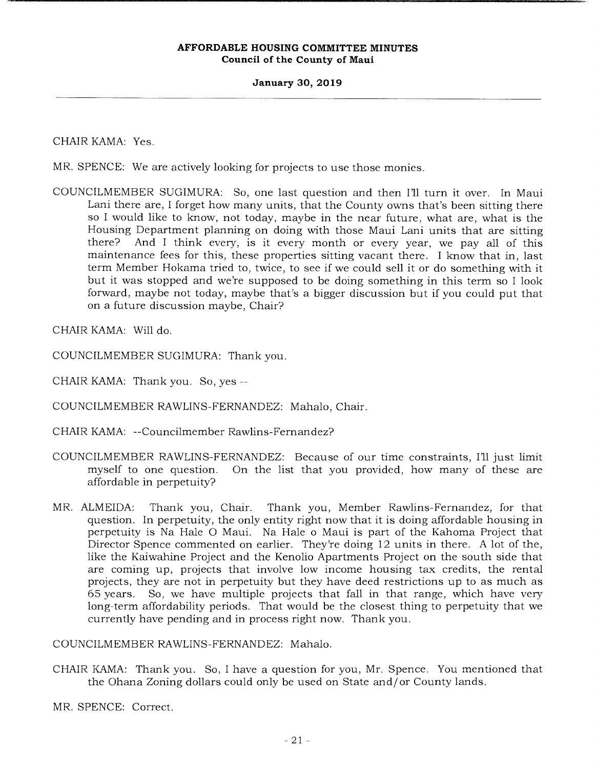CHAIR KAMA: Yes.

MR. SPENCE: We are actively looking for projects to use those monies.

COUNCILMEMBER SUGIMURA: So, one last question and then I'll turn it over. In Maui Lani there are, I forget how many units, that the County owns that's been sitting there so I would like to know, not today, maybe in the near future, what are, what is the Housing Department planning on doing with those Maui Lani units that are sitting there? And I think every, is it every month or every year, we pay all of this maintenance fees for this, these properties sitting vacant there. I know that in, last term Member Hokama tried to, twice, to see if we could sell it or do something with it but it was stopped and we're supposed to be doing something in this term so I look forward, maybe not today, maybe that's a bigger discussion but if you could put that on a future discussion maybe, Chair?

CHAIR KAMA: Will do.

COUNCILMEMBER SUGIMURA: Thank you.

CHAIR KAMA: Thank you. So, yes --

COUNCILMEMBER RAWLINS-FERNANDEZ: Mahalo, Chair.

CHAIR KAMA: --Councilmember Rawlins-Fernandez?

COUNCILMEMBER RAWLINS-FERNANDEZ: Because of our time constraints, I'll just limit myself to one question. On the list that you provided, how many of these are affordable in perpetuity?

MR. ALMEIDA: Thank you, Chair. Thank you, Member Rawlins-Fernandez, for that question. In perpetuity, the only entity right now that it is doing affordable housing in perpetuity is Na Hale O Maui. Na Hale o Maui is part of the Kahoma Project that Director Spence commented on earlier. They're doing 12 units in there. A lot of the, like the Kaiwahine Project and the Kenolio Apartments Project on the south side that are coming up, projects that involve low income housing tax credits, the rental projects, they are not in perpetuity but they have deed restrictions up to as much as 65 years. So, we have multiple projects that fall in that range, which have very long-term affordability periods. That would be the closest thing to perpetuity that we currently have pending and in process right now. Thank you.

COUNCILMEMBER RAWLINS-FERNANDEZ: Mahalo.

CHAIR KAMA: Thank you. So, I have a question for you, Mr. Spence. You mentioned that the Ohana Zoning dollars could only be used on State and/or County lands.

MR. SPENCE: Correct.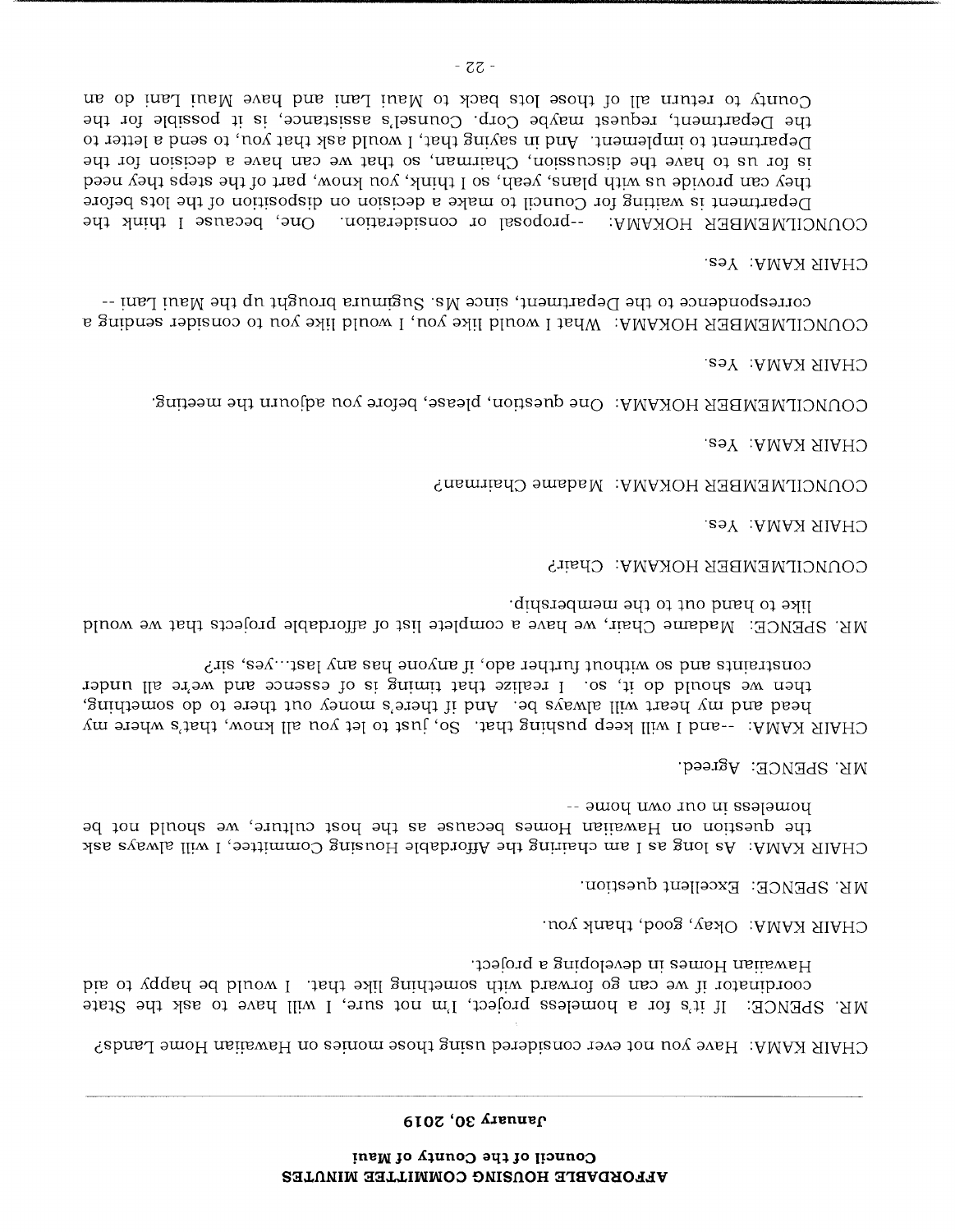**AFFORDABLE HOUSING COMMITTEE MINUTES**
**Council of the County of Maui**

**January 30, 2019**

CHAIR KAMA: Have you not ever considered using those monies on Hawaiian Home Lands?

MR. SPENCE: If it's for a homeless project, I'm not sure, I will have to ask the State coordinator if we can go forward with something like that. I would be happy to aid Hawaiian Homes in developing a project.

CHAIR KAMA: Okay, good, thank you.

MR. SPENCE: Excellent question.

CHAIR KAMA: As long as I am chairing the Affordable Housing Committee, I will always ask the question on Hawaiian Homes because as the host culture, we should not be homeless in our own home --

MR. SPENCE: Agreed.

CHAIR KAMA: --and I will keep pushing that. So, just to let you all know, that's where my head and my heart will always be. And if there's money out there to do something, then we should do it, so. I realize that timing is of essence and we're all under constraints and so without further ado, if anyone has any last...yes, sir?

MR. SPENCE: Madame Chair, we have a complete list of affordable projects that we would like to hand out to the membership.

COUNCILMEMBER HOKAMA: Chair?

CHAIR KAMA: Yes.

COUNCILMEMBER HOKAMA: Madame Chairman?

CHAIR KAMA: Yes.

COUNCILMEMBER HOKAMA: One question, please, before you adjourn the meeting.

CHAIR KAMA: Yes.

COUNCILMEMBER HOKAMA: What I would like you, I would like you to consider sending a correspondence to the Department, since Ms. Sugimura brought up the Maui Lani --

CHAIR KAMA: Yes.

COUNCILMEMBER HOKAMA: --proposal or consideration. One, because I think the Department is waiting for Council to make a decision on disposition of the lots before they can provide us with plans, yeah, so I think, you know, part of the steps they need is for us to have the discussion, Chairman, so that we can have a decision for the Department to implement. And in saying that, I would ask that you, to send a letter to the Department, request maybe Corp. Counsel's assistance, is it possible for the County to return all of those lots back to Maui Lani and have Maui Lani do an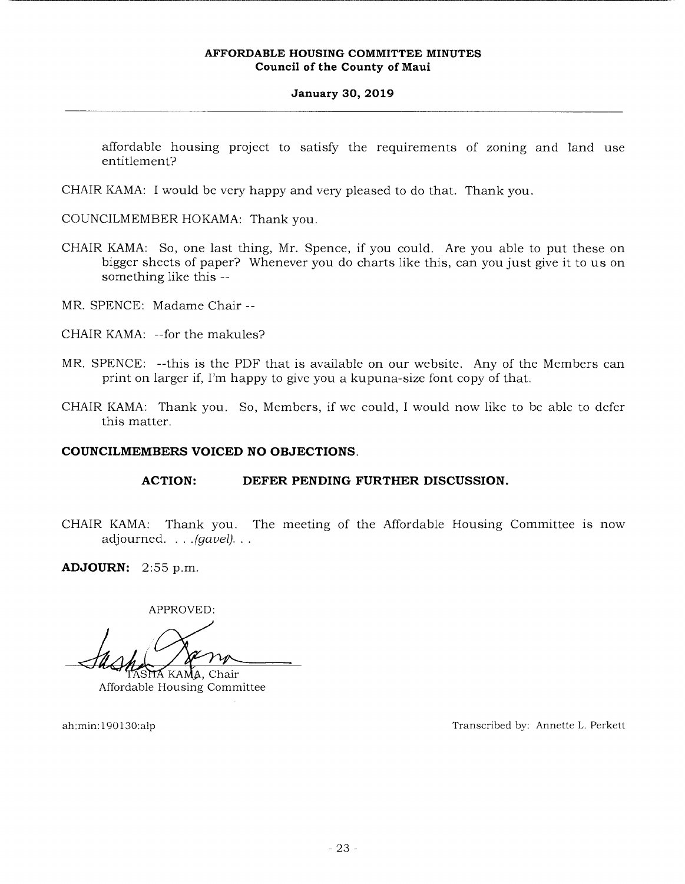affordable housing project to satisfy the requirements of zoning and land use entitlement?

CHAIR KAMA: I would be very happy and very pleased to do that. Thank you.

COUNCILMEMBER HOKAMA: Thank you.

CHAIR KAMA: So, one last thing, Mr. Spence, if you could. Are you able to put these on bigger sheets of paper? Whenever you do charts like this, can you just give it to us on something like this --

MR. SPENCE: Madame Chair --

CHAIR KAMA: --for the makules?

MR. SPENCE: --this is the PDF that is available on our website. Any of the Members can print on larger if, I'm happy to give you a kupuna-size font copy of that.

CHAIR KAMA: Thank you. So, Members, if we could, I would now like to be able to defer this matter.

**COUNCILMEMBERS VOICED NO OBJECTIONS.**

**ACTION: DEFER PENDING FURTHER DISCUSSION.**

CHAIR KAMA: Thank you. The meeting of the Affordable Housing Committee is now adjourned. . . .*(gavel)*. . .

**ADJOURN:** 2:55 p.m.

APPROVED:

TASHA KAMA, Chair
Affordable Housing Committee

ah:min:190130:alp

Transcribed by: Annette L. Perkett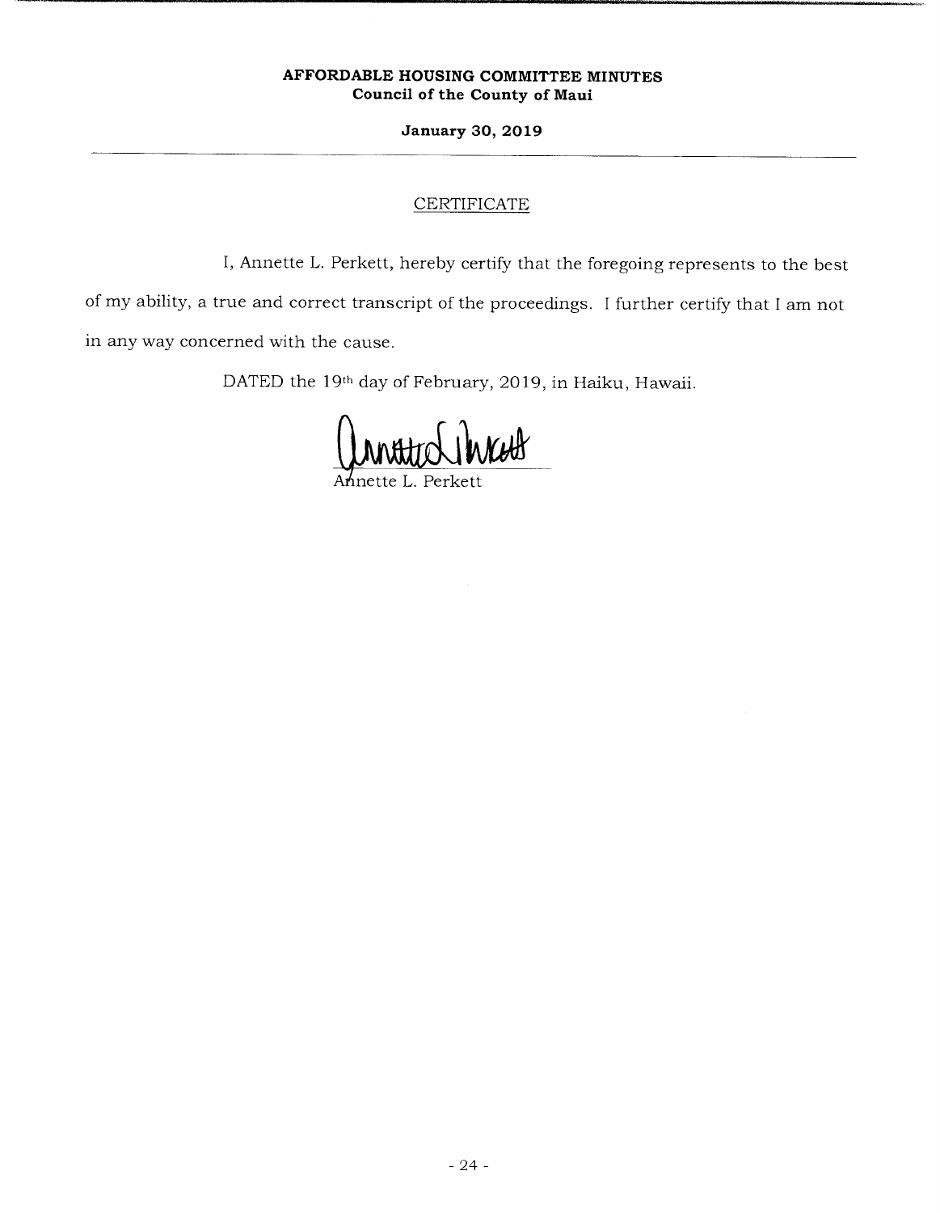**AFFORDABLE HOUSING COMMITTEE MINUTES**
**Council of the County of Maui**

**January 30, 2019**

---

CERTIFICATE

I, Annette L. Perkett, hereby certify that the foregoing represents to the best of my ability, a true and correct transcript of the proceedings. I further certify that I am not in any way concerned with the cause.

DATED the 19th day of February, 2019, in Haiku, Hawaii.

Annette L. Perkett